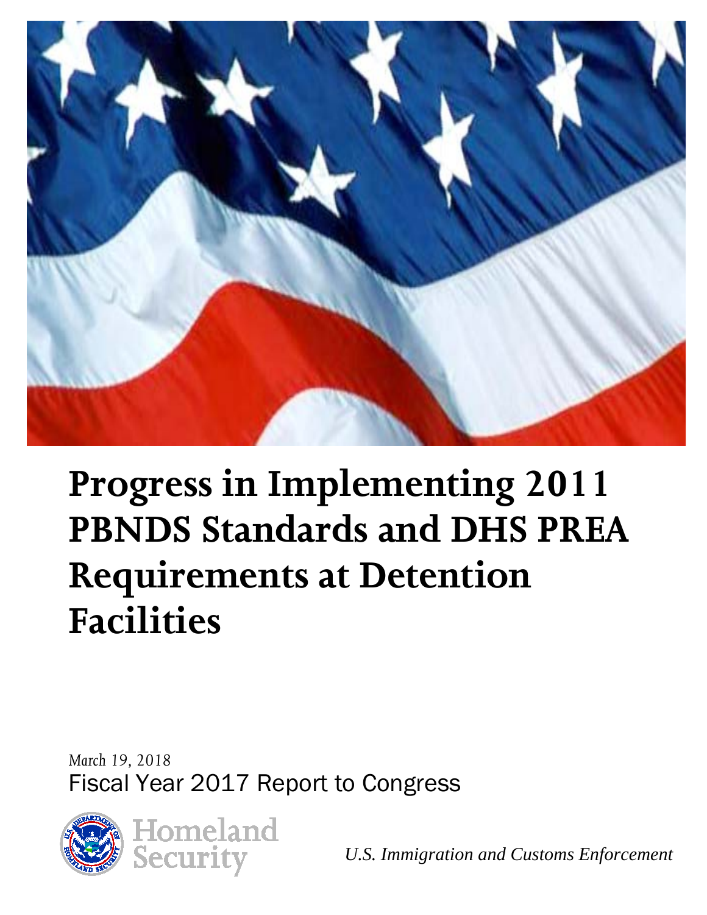# Progress in Implementing 2011 PBNDS Standards and DHS PREA Requirements at Detention Facilities

*March 19, 2018*

Fiscal Year 2017 Report to Congress

Homeland Security

*U.S. Immigration and Customs Enforcement*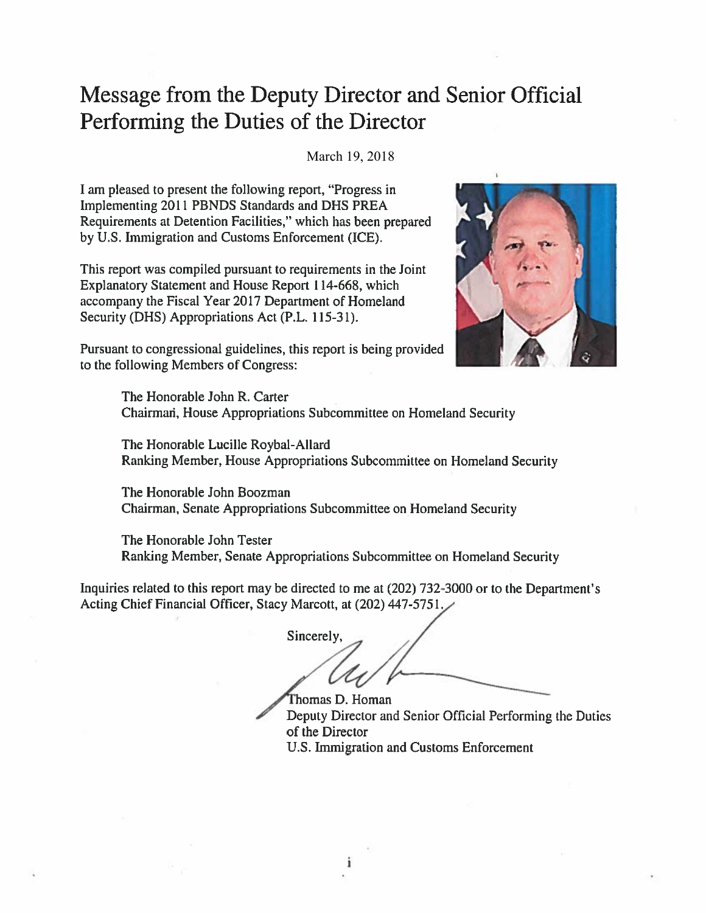# Message from the Deputy Director and Senior Official Performing the Duties of the Director

March 19, 2018

I am pleased to present the following report, "Progress in Implementing 2011 PBNDS Standards and DHS PREA Requirements at Detention Facilities," which has been prepared by U.S. Immigration and Customs Enforcement (ICE).

This report was compiled pursuant to requirements in the Joint Explanatory Statement and House Report 114-668, which accompany the Fiscal Year 2017 Department of Homeland Security (DHS) Appropriations Act (P.L. 115-31).

Pursuant to congressional guidelines, this report is being provided to the following Members of Congress:

The Honorable John R. Carter
Chairman, House Appropriations Subcommittee on Homeland Security

The Honorable Lucille Roybal-Allard
Ranking Member, House Appropriations Subcommittee on Homeland Security

The Honorable John Boozman
Chairman, Senate Appropriations Subcommittee on Homeland Security

The Honorable John Tester
Ranking Member, Senate Appropriations Subcommittee on Homeland Security

Inquiries related to this report may be directed to me at (202) 732-3000 or to the Department's Acting Chief Financial Officer, Stacy Marcott, at (202) 447-5751.

Sincerely,

Thomas D. Homan
Deputy Director and Senior Official Performing the Duties of the Director
U.S. Immigration and Customs Enforcement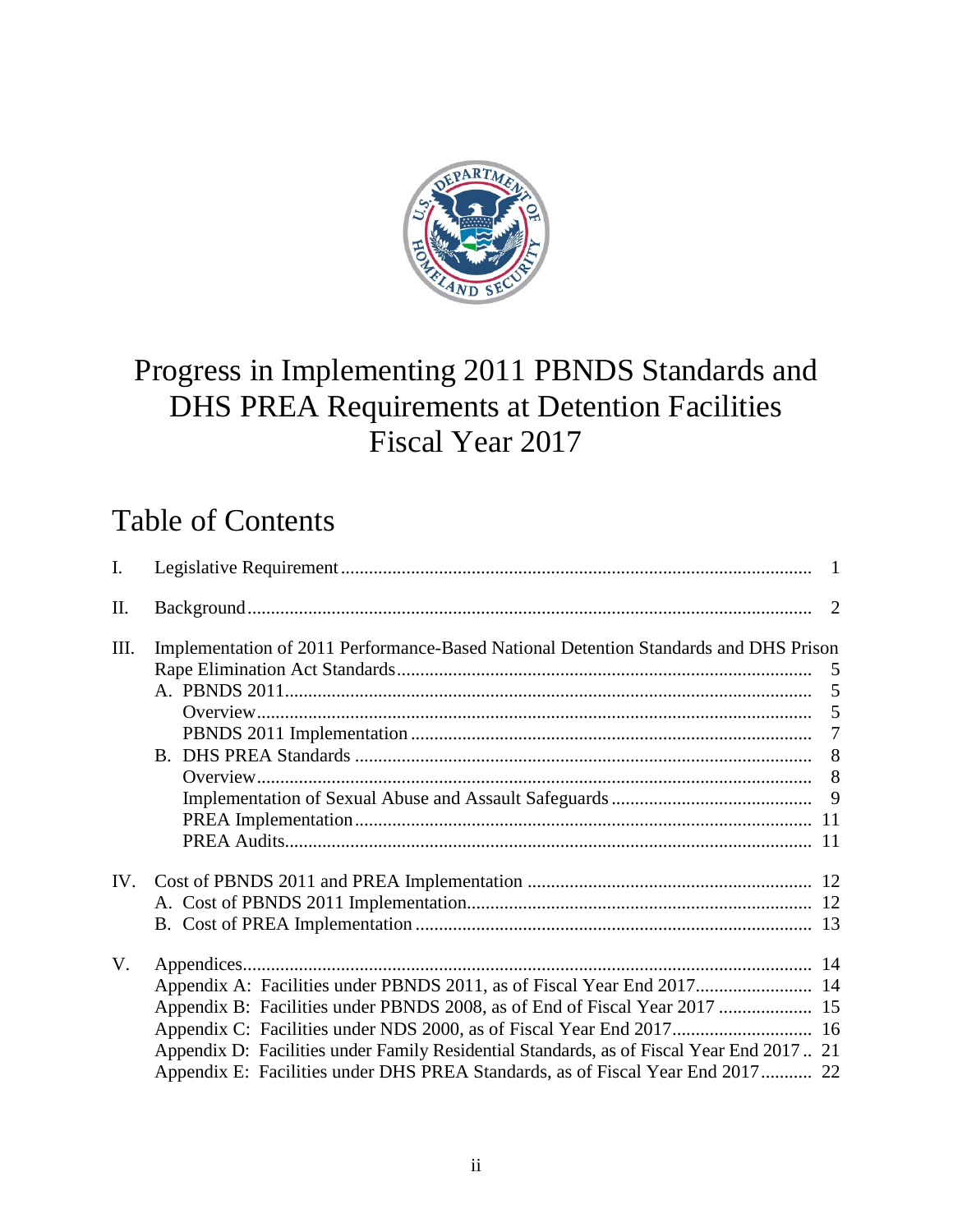# Progress in Implementing 2011 PBNDS Standards and DHS PREA Requirements at Detention Facilities Fiscal Year 2017

## Table of Contents

I. Legislative Requirement .................................................................................................... 1

II. Background ....................................................................................................................... 2

III. Implementation of 2011 Performance-Based National Detention Standards and DHS Prison Rape Elimination Act Standards ........................................................................................ 5
- A. PBNDS 2011 ................................................................................................................ 5
  - Overview ..................................................................................................................... 5
  - PBNDS 2011 Implementation ..................................................................................... 7
- B. DHS PREA Standards .................................................................................................. 8
  - Overview ..................................................................................................................... 8
  - Implementation of Sexual Abuse and Assault Safeguards ........................................... 9
  - PREA Implementation ................................................................................................ 11
  - PREA Audits ............................................................................................................... 11

IV. Cost of PBNDS 2011 and PREA Implementation ............................................................ 12
- A. Cost of PBNDS 2011 Implementation ......................................................................... 12
- B. Cost of PREA Implementation .................................................................................... 13

V. Appendices ......................................................................................................................... 14
- Appendix A: Facilities under PBNDS 2011, as of Fiscal Year End 2017 ........................ 14
- Appendix B: Facilities under PBNDS 2008, as of End of Fiscal Year 2017 .................... 15
- Appendix C: Facilities under NDS 2000, as of Fiscal Year End 2017 ............................. 16
- Appendix D: Facilities under Family Residential Standards, as of Fiscal Year End 2017 .. 21
- Appendix E: Facilities under DHS PREA Standards, as of Fiscal Year End 2017 ........... 22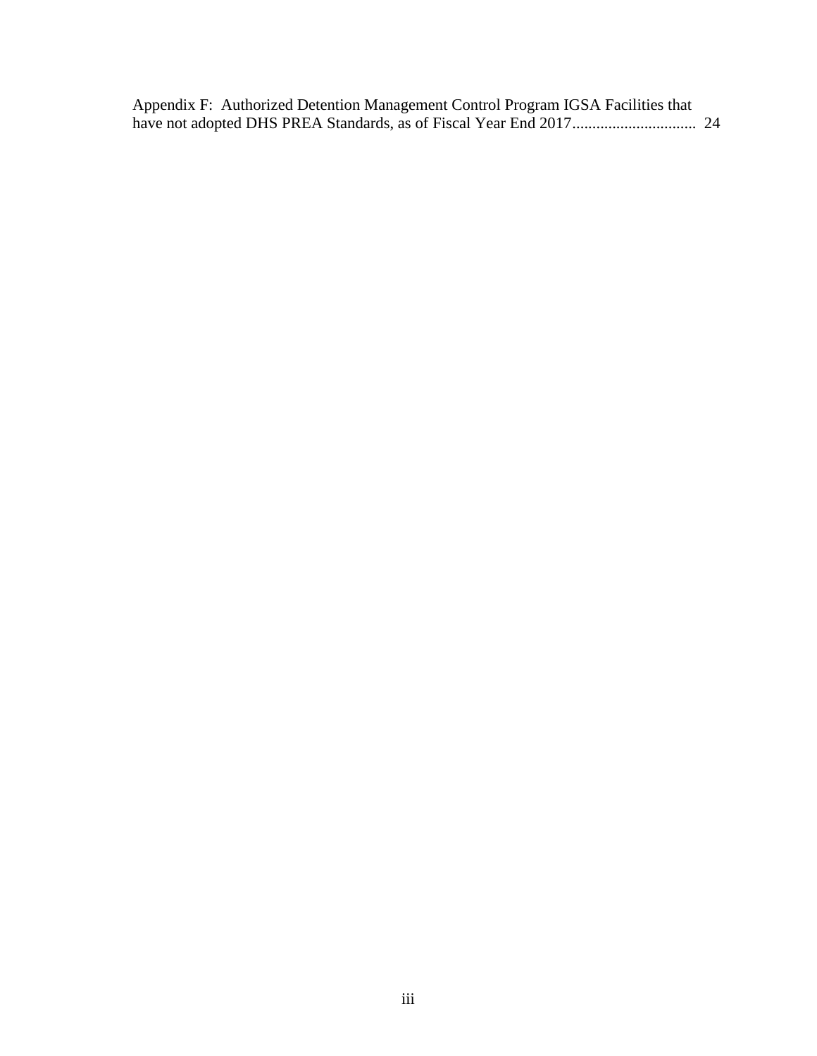Appendix F: Authorized Detention Management Control Program IGSA Facilities that have not adopted DHS PREA Standards, as of Fiscal Year End 2017............................... 24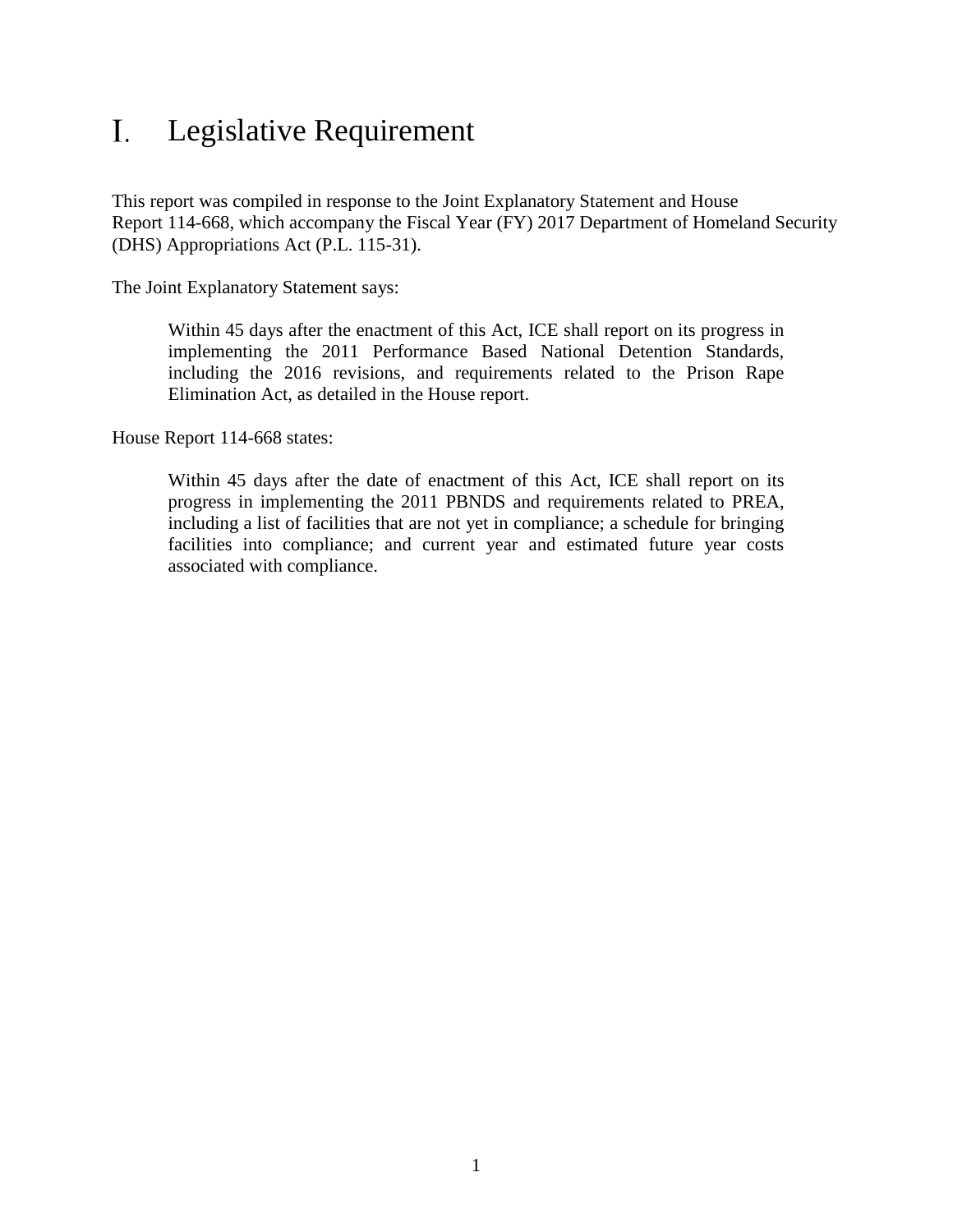# I. Legislative Requirement

This report was compiled in response to the Joint Explanatory Statement and House Report 114-668, which accompany the Fiscal Year (FY) 2017 Department of Homeland Security (DHS) Appropriations Act (P.L. 115-31).

The Joint Explanatory Statement says:

> Within 45 days after the enactment of this Act, ICE shall report on its progress in implementing the 2011 Performance Based National Detention Standards, including the 2016 revisions, and requirements related to the Prison Rape Elimination Act, as detailed in the House report.

House Report 114-668 states:

> Within 45 days after the date of enactment of this Act, ICE shall report on its progress in implementing the 2011 PBNDS and requirements related to PREA, including a list of facilities that are not yet in compliance; a schedule for bringing facilities into compliance; and current year and estimated future year costs associated with compliance.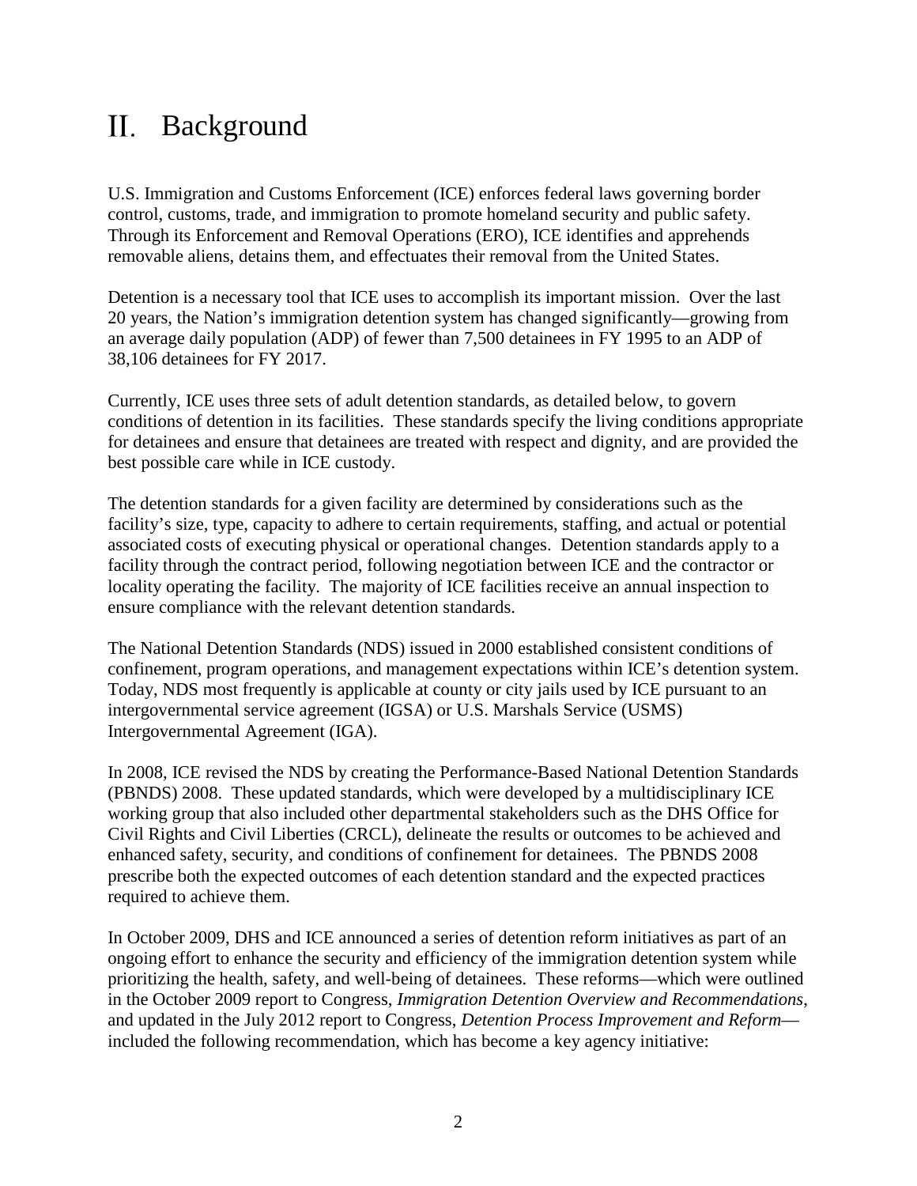# II. Background

U.S. Immigration and Customs Enforcement (ICE) enforces federal laws governing border control, customs, trade, and immigration to promote homeland security and public safety. Through its Enforcement and Removal Operations (ERO), ICE identifies and apprehends removable aliens, detains them, and effectuates their removal from the United States.

Detention is a necessary tool that ICE uses to accomplish its important mission. Over the last 20 years, the Nation's immigration detention system has changed significantly—growing from an average daily population (ADP) of fewer than 7,500 detainees in FY 1995 to an ADP of 38,106 detainees for FY 2017.

Currently, ICE uses three sets of adult detention standards, as detailed below, to govern conditions of detention in its facilities. These standards specify the living conditions appropriate for detainees and ensure that detainees are treated with respect and dignity, and are provided the best possible care while in ICE custody.

The detention standards for a given facility are determined by considerations such as the facility's size, type, capacity to adhere to certain requirements, staffing, and actual or potential associated costs of executing physical or operational changes. Detention standards apply to a facility through the contract period, following negotiation between ICE and the contractor or locality operating the facility. The majority of ICE facilities receive an annual inspection to ensure compliance with the relevant detention standards.

The National Detention Standards (NDS) issued in 2000 established consistent conditions of confinement, program operations, and management expectations within ICE's detention system. Today, NDS most frequently is applicable at county or city jails used by ICE pursuant to an intergovernmental service agreement (IGSA) or U.S. Marshals Service (USMS) Intergovernmental Agreement (IGA).

In 2008, ICE revised the NDS by creating the Performance-Based National Detention Standards (PBNDS) 2008. These updated standards, which were developed by a multidisciplinary ICE working group that also included other departmental stakeholders such as the DHS Office for Civil Rights and Civil Liberties (CRCL), delineate the results or outcomes to be achieved and enhanced safety, security, and conditions of confinement for detainees. The PBNDS 2008 prescribe both the expected outcomes of each detention standard and the expected practices required to achieve them.

In October 2009, DHS and ICE announced a series of detention reform initiatives as part of an ongoing effort to enhance the security and efficiency of the immigration detention system while prioritizing the health, safety, and well-being of detainees. These reforms—which were outlined in the October 2009 report to Congress, *Immigration Detention Overview and Recommendations*, and updated in the July 2012 report to Congress, *Detention Process Improvement and Reform*—included the following recommendation, which has become a key agency initiative: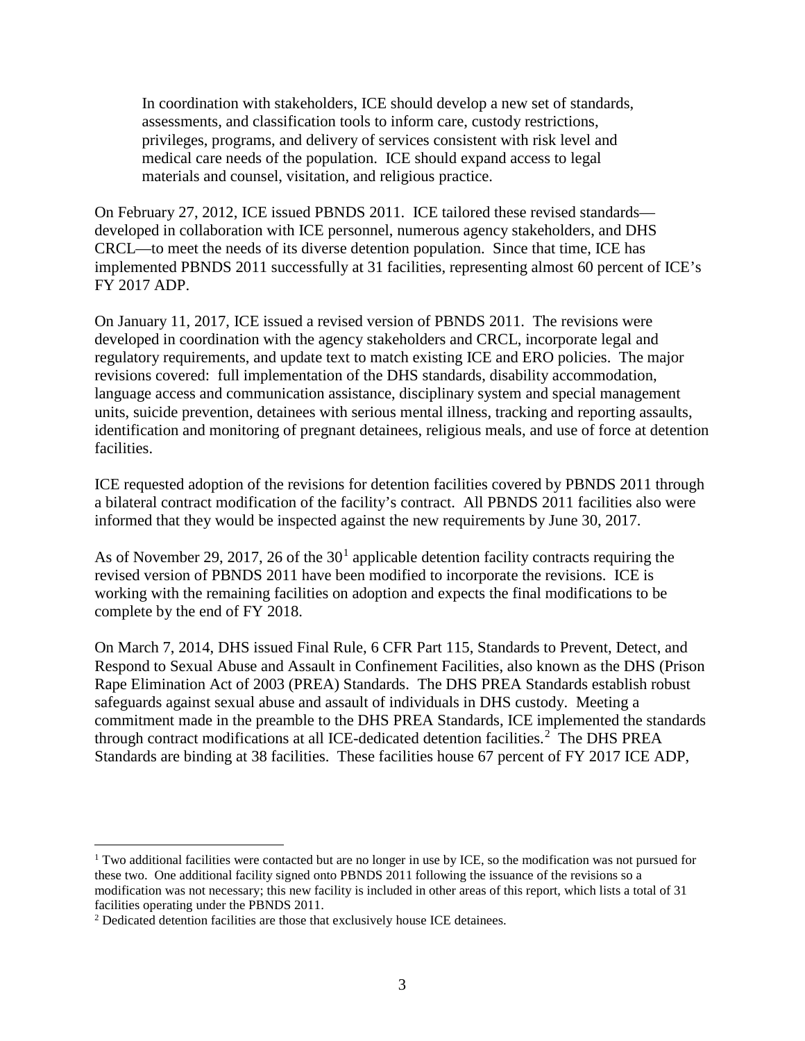> In coordination with stakeholders, ICE should develop a new set of standards, assessments, and classification tools to inform care, custody restrictions, privileges, programs, and delivery of services consistent with risk level and medical care needs of the population. ICE should expand access to legal materials and counsel, visitation, and religious practice.

On February 27, 2012, ICE issued PBNDS 2011. ICE tailored these revised standards—developed in collaboration with ICE personnel, numerous agency stakeholders, and DHS CRCL—to meet the needs of its diverse detention population. Since that time, ICE has implemented PBNDS 2011 successfully at 31 facilities, representing almost 60 percent of ICE's FY 2017 ADP.

On January 11, 2017, ICE issued a revised version of PBNDS 2011. The revisions were developed in coordination with the agency stakeholders and CRCL, incorporate legal and regulatory requirements, and update text to match existing ICE and ERO policies. The major revisions covered: full implementation of the DHS standards, disability accommodation, language access and communication assistance, disciplinary system and special management units, suicide prevention, detainees with serious mental illness, tracking and reporting assaults, identification and monitoring of pregnant detainees, religious meals, and use of force at detention facilities.

ICE requested adoption of the revisions for detention facilities covered by PBNDS 2011 through a bilateral contract modification of the facility's contract. All PBNDS 2011 facilities also were informed that they would be inspected against the new requirements by June 30, 2017.

As of November 29, 2017, 26 of the 30[1] applicable detention facility contracts requiring the revised version of PBNDS 2011 have been modified to incorporate the revisions. ICE is working with the remaining facilities on adoption and expects the final modifications to be complete by the end of FY 2018.

On March 7, 2014, DHS issued Final Rule, 6 CFR Part 115, Standards to Prevent, Detect, and Respond to Sexual Abuse and Assault in Confinement Facilities, also known as the DHS (Prison Rape Elimination Act of 2003 (PREA) Standards. The DHS PREA Standards establish robust safeguards against sexual abuse and assault of individuals in DHS custody. Meeting a commitment made in the preamble to the DHS PREA Standards, ICE implemented the standards through contract modifications at all ICE-dedicated detention facilities.[2] The DHS PREA Standards are binding at 38 facilities. These facilities house 67 percent of FY 2017 ICE ADP,

---

[1] Two additional facilities were contacted but are no longer in use by ICE, so the modification was not pursued for these two. One additional facility signed onto PBNDS 2011 following the issuance of the revisions so a modification was not necessary; this new facility is included in other areas of this report, which lists a total of 31 facilities operating under the PBNDS 2011.

[2] Dedicated detention facilities are those that exclusively house ICE detainees.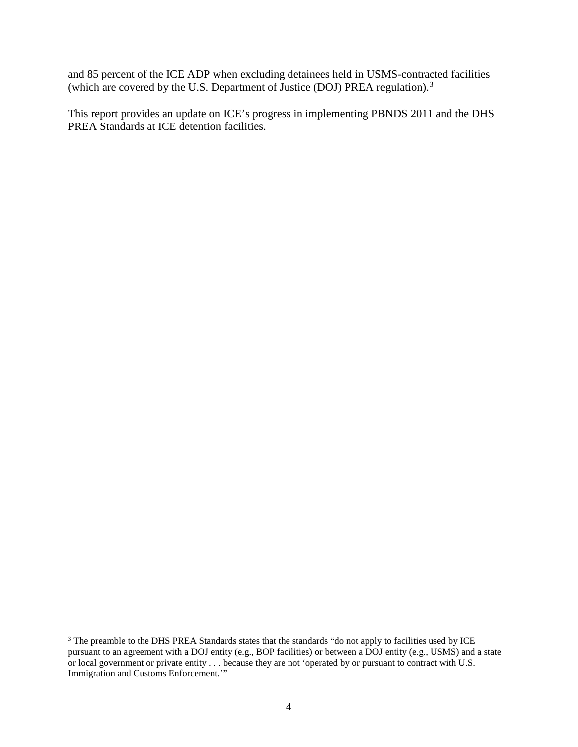and 85 percent of the ICE ADP when excluding detainees held in USMS-contracted facilities (which are covered by the U.S. Department of Justice (DOJ) PREA regulation).[3]

This report provides an update on ICE's progress in implementing PBNDS 2011 and the DHS PREA Standards at ICE detention facilities.

---

[3] The preamble to the DHS PREA Standards states that the standards "do not apply to facilities used by ICE pursuant to an agreement with a DOJ entity (e.g., BOP facilities) or between a DOJ entity (e.g., USMS) and a state or local government or private entity . . . because they are not 'operated by or pursuant to contract with U.S. Immigration and Customs Enforcement.'"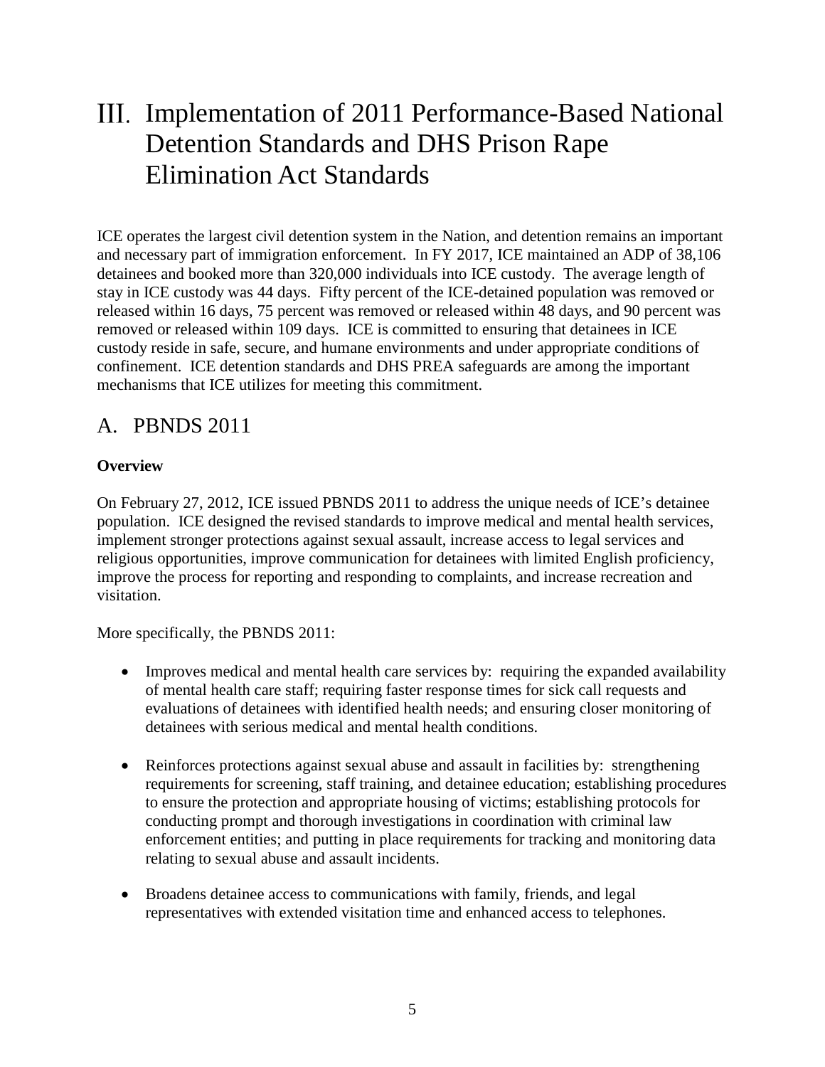# III. Implementation of 2011 Performance-Based National Detention Standards and DHS Prison Rape Elimination Act Standards

ICE operates the largest civil detention system in the Nation, and detention remains an important and necessary part of immigration enforcement. In FY 2017, ICE maintained an ADP of 38,106 detainees and booked more than 320,000 individuals into ICE custody. The average length of stay in ICE custody was 44 days. Fifty percent of the ICE-detained population was removed or released within 16 days, 75 percent was removed or released within 48 days, and 90 percent was removed or released within 109 days. ICE is committed to ensuring that detainees in ICE custody reside in safe, secure, and humane environments and under appropriate conditions of confinement. ICE detention standards and DHS PREA safeguards are among the important mechanisms that ICE utilizes for meeting this commitment.

## A. PBNDS 2011

**Overview**

On February 27, 2012, ICE issued PBNDS 2011 to address the unique needs of ICE's detainee population. ICE designed the revised standards to improve medical and mental health services, implement stronger protections against sexual assault, increase access to legal services and religious opportunities, improve communication for detainees with limited English proficiency, improve the process for reporting and responding to complaints, and increase recreation and visitation.

More specifically, the PBNDS 2011:

- Improves medical and mental health care services by: requiring the expanded availability of mental health care staff; requiring faster response times for sick call requests and evaluations of detainees with identified health needs; and ensuring closer monitoring of detainees with serious medical and mental health conditions.
- Reinforces protections against sexual abuse and assault in facilities by: strengthening requirements for screening, staff training, and detainee education; establishing procedures to ensure the protection and appropriate housing of victims; establishing protocols for conducting prompt and thorough investigations in coordination with criminal law enforcement entities; and putting in place requirements for tracking and monitoring data relating to sexual abuse and assault incidents.
- Broadens detainee access to communications with family, friends, and legal representatives with extended visitation time and enhanced access to telephones.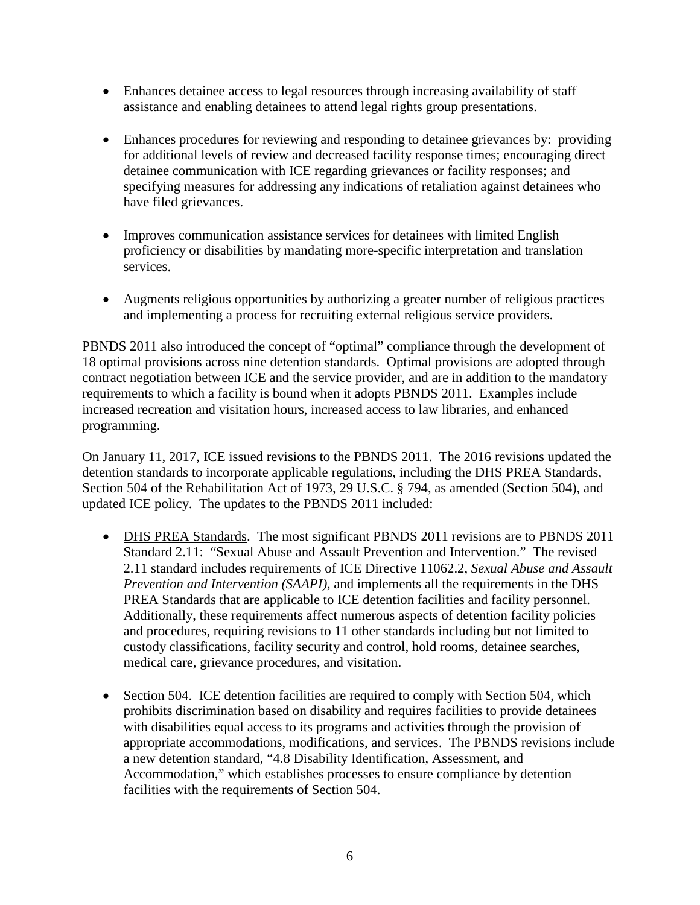- Enhances detainee access to legal resources through increasing availability of staff assistance and enabling detainees to attend legal rights group presentations.

- Enhances procedures for reviewing and responding to detainee grievances by: providing for additional levels of review and decreased facility response times; encouraging direct detainee communication with ICE regarding grievances or facility responses; and specifying measures for addressing any indications of retaliation against detainees who have filed grievances.

- Improves communication assistance services for detainees with limited English proficiency or disabilities by mandating more-specific interpretation and translation services.

- Augments religious opportunities by authorizing a greater number of religious practices and implementing a process for recruiting external religious service providers.

PBNDS 2011 also introduced the concept of "optimal" compliance through the development of 18 optimal provisions across nine detention standards. Optimal provisions are adopted through contract negotiation between ICE and the service provider, and are in addition to the mandatory requirements to which a facility is bound when it adopts PBNDS 2011. Examples include increased recreation and visitation hours, increased access to law libraries, and enhanced programming.

On January 11, 2017, ICE issued revisions to the PBNDS 2011. The 2016 revisions updated the detention standards to incorporate applicable regulations, including the DHS PREA Standards, Section 504 of the Rehabilitation Act of 1973, 29 U.S.C. § 794, as amended (Section 504), and updated ICE policy. The updates to the PBNDS 2011 included:

- <u>DHS PREA Standards</u>. The most significant PBNDS 2011 revisions are to PBNDS 2011 Standard 2.11: "Sexual Abuse and Assault Prevention and Intervention." The revised 2.11 standard includes requirements of ICE Directive 11062.2, *Sexual Abuse and Assault Prevention and Intervention (SAAPI)*, and implements all the requirements in the DHS PREA Standards that are applicable to ICE detention facilities and facility personnel. Additionally, these requirements affect numerous aspects of detention facility policies and procedures, requiring revisions to 11 other standards including but not limited to custody classifications, facility security and control, hold rooms, detainee searches, medical care, grievance procedures, and visitation.

- <u>Section 504</u>. ICE detention facilities are required to comply with Section 504, which prohibits discrimination based on disability and requires facilities to provide detainees with disabilities equal access to its programs and activities through the provision of appropriate accommodations, modifications, and services. The PBNDS revisions include a new detention standard, "4.8 Disability Identification, Assessment, and Accommodation," which establishes processes to ensure compliance by detention facilities with the requirements of Section 504.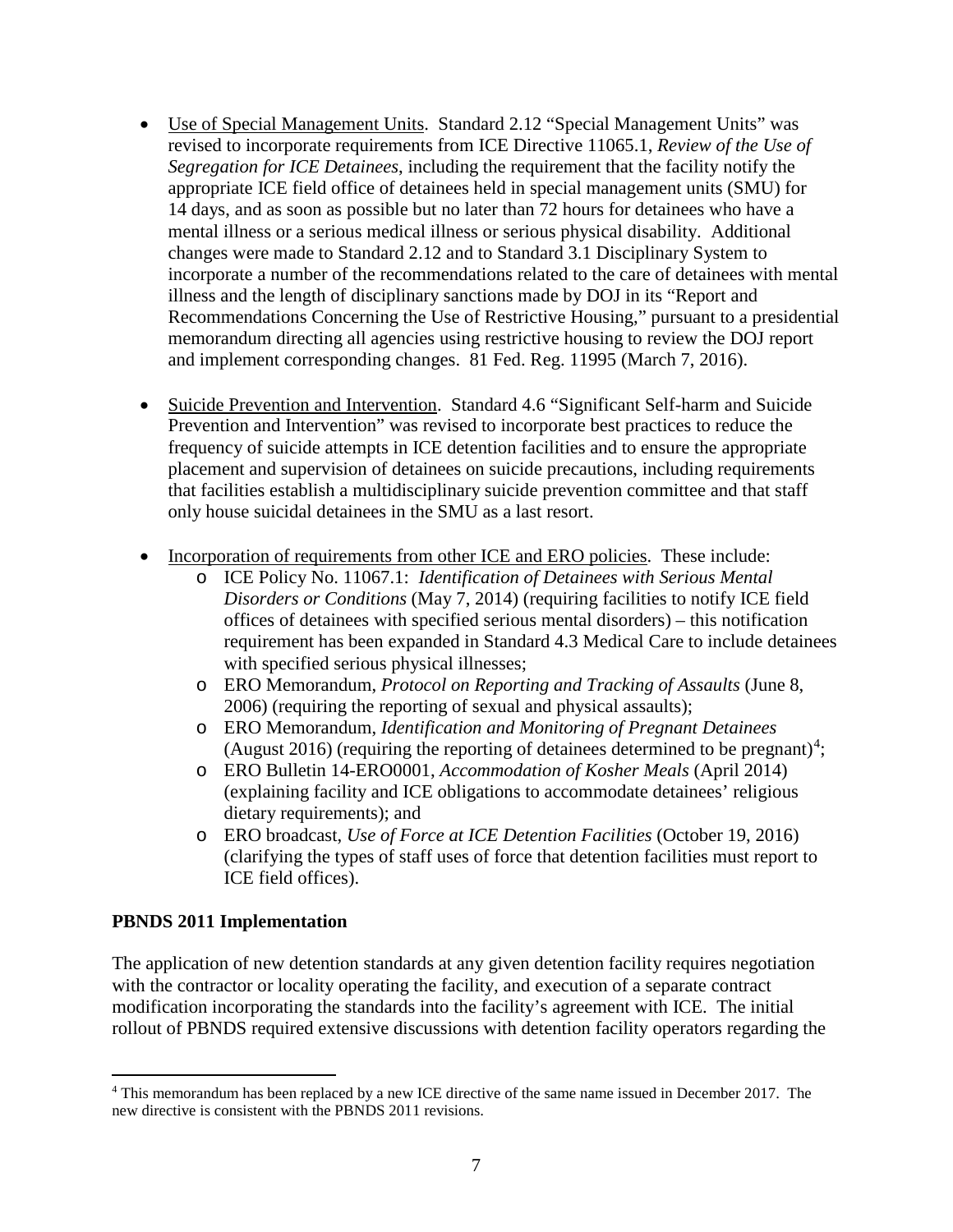- Use of Special Management Units. Standard 2.12 "Special Management Units" was revised to incorporate requirements from ICE Directive 11065.1, *Review of the Use of Segregation for ICE Detainees*, including the requirement that the facility notify the appropriate ICE field office of detainees held in special management units (SMU) for 14 days, and as soon as possible but no later than 72 hours for detainees who have a mental illness or a serious medical illness or serious physical disability. Additional changes were made to Standard 2.12 and to Standard 3.1 Disciplinary System to incorporate a number of the recommendations related to the care of detainees with mental illness and the length of disciplinary sanctions made by DOJ in its "Report and Recommendations Concerning the Use of Restrictive Housing," pursuant to a presidential memorandum directing all agencies using restrictive housing to review the DOJ report and implement corresponding changes. 81 Fed. Reg. 11995 (March 7, 2016).

- Suicide Prevention and Intervention. Standard 4.6 "Significant Self-harm and Suicide Prevention and Intervention" was revised to incorporate best practices to reduce the frequency of suicide attempts in ICE detention facilities and to ensure the appropriate placement and supervision of detainees on suicide precautions, including requirements that facilities establish a multidisciplinary suicide prevention committee and that staff only house suicidal detainees in the SMU as a last resort.

- Incorporation of requirements from other ICE and ERO policies. These include:
  - ICE Policy No. 11067.1: *Identification of Detainees with Serious Mental Disorders or Conditions* (May 7, 2014) (requiring facilities to notify ICE field offices of detainees with specified serious mental disorders) – this notification requirement has been expanded in Standard 4.3 Medical Care to include detainees with specified serious physical illnesses;
  - ERO Memorandum, *Protocol on Reporting and Tracking of Assaults* (June 8, 2006) (requiring the reporting of sexual and physical assaults);
  - ERO Memorandum, *Identification and Monitoring of Pregnant Detainees* (August 2016) (requiring the reporting of detainees determined to be pregnant)[4];
  - ERO Bulletin 14-ERO0001, *Accommodation of Kosher Meals* (April 2014) (explaining facility and ICE obligations to accommodate detainees' religious dietary requirements); and
  - ERO broadcast, *Use of Force at ICE Detention Facilities* (October 19, 2016) (clarifying the types of staff uses of force that detention facilities must report to ICE field offices).

**PBNDS 2011 Implementation**

The application of new detention standards at any given detention facility requires negotiation with the contractor or locality operating the facility, and execution of a separate contract modification incorporating the standards into the facility's agreement with ICE. The initial rollout of PBNDS required extensive discussions with detention facility operators regarding the

[4] This memorandum has been replaced by a new ICE directive of the same name issued in December 2017. The new directive is consistent with the PBNDS 2011 revisions.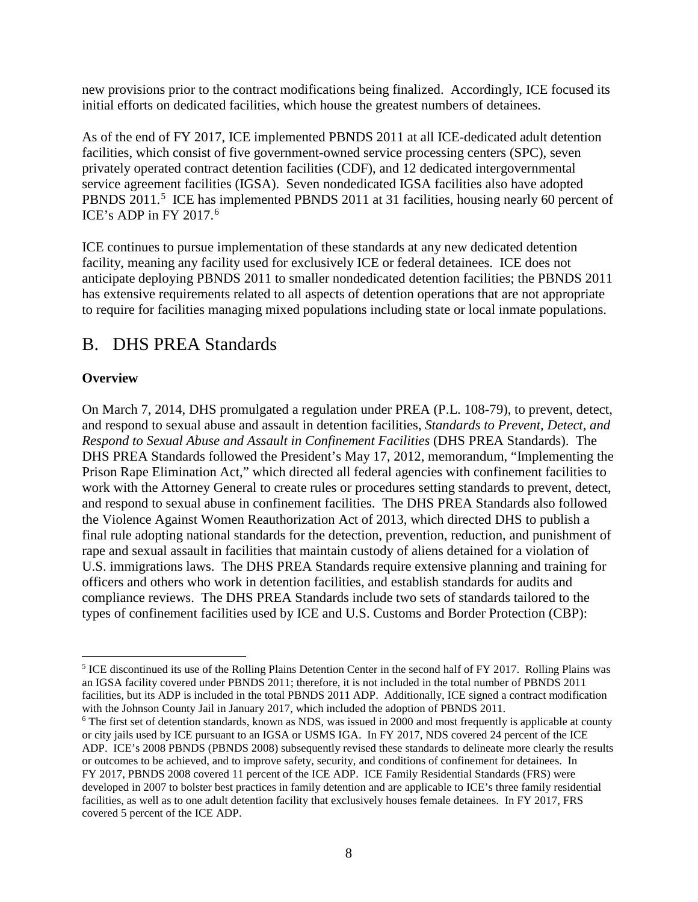new provisions prior to the contract modifications being finalized. Accordingly, ICE focused its initial efforts on dedicated facilities, which house the greatest numbers of detainees.

As of the end of FY 2017, ICE implemented PBNDS 2011 at all ICE-dedicated adult detention facilities, which consist of five government-owned service processing centers (SPC), seven privately operated contract detention facilities (CDF), and 12 dedicated intergovernmental service agreement facilities (IGSA). Seven nondedicated IGSA facilities also have adopted PBNDS 2011.[5] ICE has implemented PBNDS 2011 at 31 facilities, housing nearly 60 percent of ICE's ADP in FY 2017.[6]

ICE continues to pursue implementation of these standards at any new dedicated detention facility, meaning any facility used for exclusively ICE or federal detainees. ICE does not anticipate deploying PBNDS 2011 to smaller nondedicated detention facilities; the PBNDS 2011 has extensive requirements related to all aspects of detention operations that are not appropriate to require for facilities managing mixed populations including state or local inmate populations.

## B. DHS PREA Standards

**Overview**

On March 7, 2014, DHS promulgated a regulation under PREA (P.L. 108-79), to prevent, detect, and respond to sexual abuse and assault in detention facilities, *Standards to Prevent, Detect, and Respond to Sexual Abuse and Assault in Confinement Facilities* (DHS PREA Standards). The DHS PREA Standards followed the President's May 17, 2012, memorandum, "Implementing the Prison Rape Elimination Act," which directed all federal agencies with confinement facilities to work with the Attorney General to create rules or procedures setting standards to prevent, detect, and respond to sexual abuse in confinement facilities. The DHS PREA Standards also followed the Violence Against Women Reauthorization Act of 2013, which directed DHS to publish a final rule adopting national standards for the detection, prevention, reduction, and punishment of rape and sexual assault in facilities that maintain custody of aliens detained for a violation of U.S. immigrations laws. The DHS PREA Standards require extensive planning and training for officers and others who work in detention facilities, and establish standards for audits and compliance reviews. The DHS PREA Standards include two sets of standards tailored to the types of confinement facilities used by ICE and U.S. Customs and Border Protection (CBP):

---

[5] ICE discontinued its use of the Rolling Plains Detention Center in the second half of FY 2017. Rolling Plains was an IGSA facility covered under PBNDS 2011; therefore, it is not included in the total number of PBNDS 2011 facilities, but its ADP is included in the total PBNDS 2011 ADP. Additionally, ICE signed a contract modification with the Johnson County Jail in January 2017, which included the adoption of PBNDS 2011.

[6] The first set of detention standards, known as NDS, was issued in 2000 and most frequently is applicable at county or city jails used by ICE pursuant to an IGSA or USMS IGA. In FY 2017, NDS covered 24 percent of the ICE ADP. ICE's 2008 PBNDS (PBNDS 2008) subsequently revised these standards to delineate more clearly the results or outcomes to be achieved, and to improve safety, security, and conditions of confinement for detainees. In FY 2017, PBNDS 2008 covered 11 percent of the ICE ADP. ICE Family Residential Standards (FRS) were developed in 2007 to bolster best practices in family detention and are applicable to ICE's three family residential facilities, as well as to one adult detention facility that exclusively houses female detainees. In FY 2017, FRS covered 5 percent of the ICE ADP.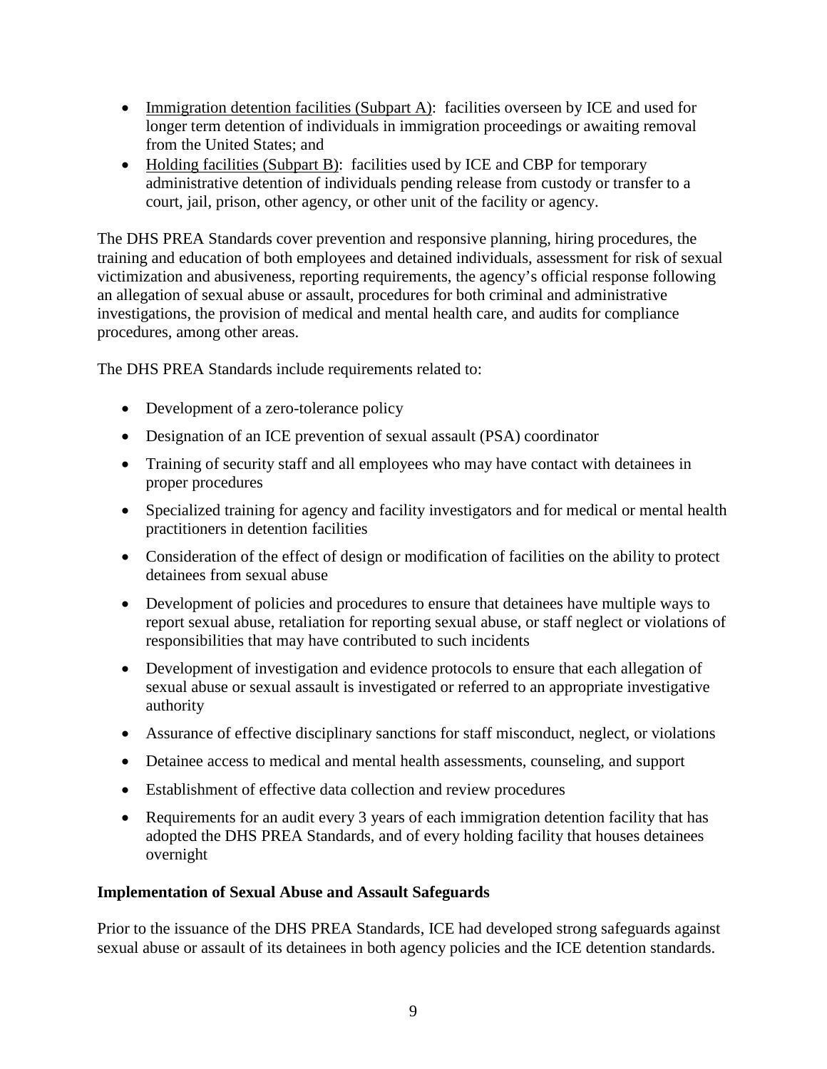- Immigration detention facilities (Subpart A): facilities overseen by ICE and used for longer term detention of individuals in immigration proceedings or awaiting removal from the United States; and
- Holding facilities (Subpart B): facilities used by ICE and CBP for temporary administrative detention of individuals pending release from custody or transfer to a court, jail, prison, other agency, or other unit of the facility or agency.

The DHS PREA Standards cover prevention and responsive planning, hiring procedures, the training and education of both employees and detained individuals, assessment for risk of sexual victimization and abusiveness, reporting requirements, the agency's official response following an allegation of sexual abuse or assault, procedures for both criminal and administrative investigations, the provision of medical and mental health care, and audits for compliance procedures, among other areas.

The DHS PREA Standards include requirements related to:

- Development of a zero-tolerance policy
- Designation of an ICE prevention of sexual assault (PSA) coordinator
- Training of security staff and all employees who may have contact with detainees in proper procedures
- Specialized training for agency and facility investigators and for medical or mental health practitioners in detention facilities
- Consideration of the effect of design or modification of facilities on the ability to protect detainees from sexual abuse
- Development of policies and procedures to ensure that detainees have multiple ways to report sexual abuse, retaliation for reporting sexual abuse, or staff neglect or violations of responsibilities that may have contributed to such incidents
- Development of investigation and evidence protocols to ensure that each allegation of sexual abuse or sexual assault is investigated or referred to an appropriate investigative authority
- Assurance of effective disciplinary sanctions for staff misconduct, neglect, or violations
- Detainee access to medical and mental health assessments, counseling, and support
- Establishment of effective data collection and review procedures
- Requirements for an audit every 3 years of each immigration detention facility that has adopted the DHS PREA Standards, and of every holding facility that houses detainees overnight

**Implementation of Sexual Abuse and Assault Safeguards**

Prior to the issuance of the DHS PREA Standards, ICE had developed strong safeguards against sexual abuse or assault of its detainees in both agency policies and the ICE detention standards.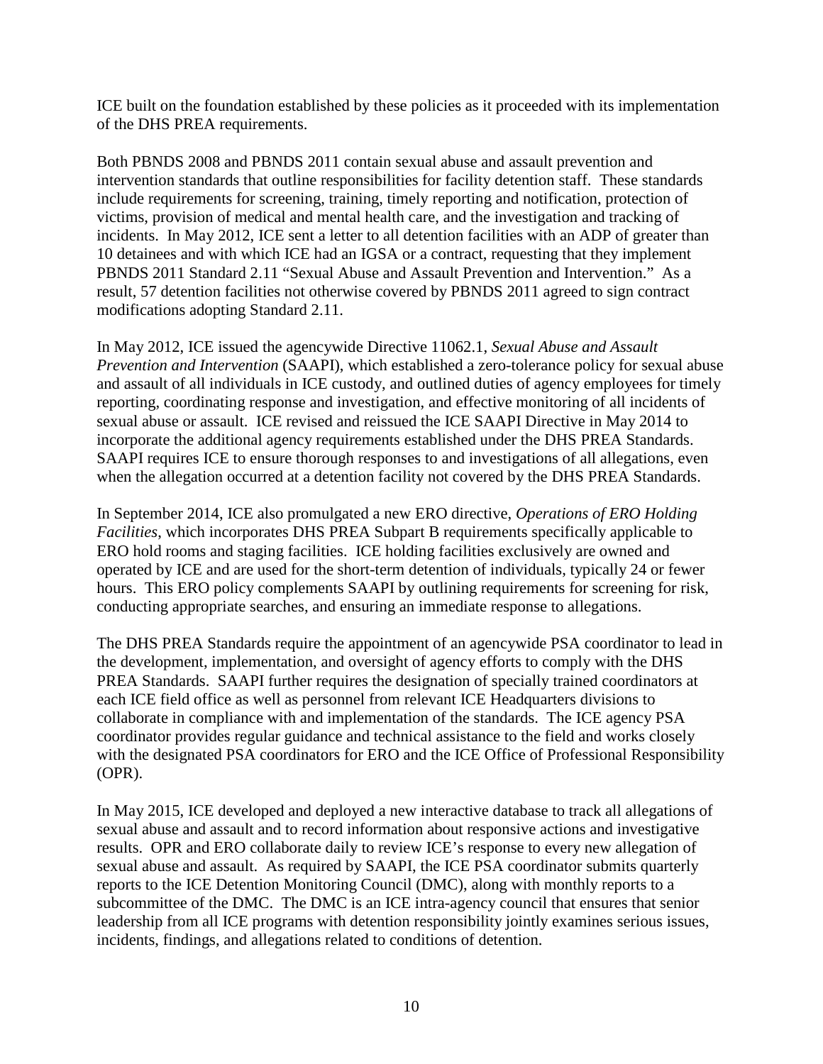ICE built on the foundation established by these policies as it proceeded with its implementation of the DHS PREA requirements.

Both PBNDS 2008 and PBNDS 2011 contain sexual abuse and assault prevention and intervention standards that outline responsibilities for facility detention staff. These standards include requirements for screening, training, timely reporting and notification, protection of victims, provision of medical and mental health care, and the investigation and tracking of incidents. In May 2012, ICE sent a letter to all detention facilities with an ADP of greater than 10 detainees and with which ICE had an IGSA or a contract, requesting that they implement PBNDS 2011 Standard 2.11 "Sexual Abuse and Assault Prevention and Intervention." As a result, 57 detention facilities not otherwise covered by PBNDS 2011 agreed to sign contract modifications adopting Standard 2.11.

In May 2012, ICE issued the agencywide Directive 11062.1, *Sexual Abuse and Assault Prevention and Intervention* (SAAPI), which established a zero-tolerance policy for sexual abuse and assault of all individuals in ICE custody, and outlined duties of agency employees for timely reporting, coordinating response and investigation, and effective monitoring of all incidents of sexual abuse or assault. ICE revised and reissued the ICE SAAPI Directive in May 2014 to incorporate the additional agency requirements established under the DHS PREA Standards. SAAPI requires ICE to ensure thorough responses to and investigations of all allegations, even when the allegation occurred at a detention facility not covered by the DHS PREA Standards.

In September 2014, ICE also promulgated a new ERO directive, *Operations of ERO Holding Facilities*, which incorporates DHS PREA Subpart B requirements specifically applicable to ERO hold rooms and staging facilities. ICE holding facilities exclusively are owned and operated by ICE and are used for the short-term detention of individuals, typically 24 or fewer hours. This ERO policy complements SAAPI by outlining requirements for screening for risk, conducting appropriate searches, and ensuring an immediate response to allegations.

The DHS PREA Standards require the appointment of an agencywide PSA coordinator to lead in the development, implementation, and oversight of agency efforts to comply with the DHS PREA Standards. SAAPI further requires the designation of specially trained coordinators at each ICE field office as well as personnel from relevant ICE Headquarters divisions to collaborate in compliance with and implementation of the standards. The ICE agency PSA coordinator provides regular guidance and technical assistance to the field and works closely with the designated PSA coordinators for ERO and the ICE Office of Professional Responsibility (OPR).

In May 2015, ICE developed and deployed a new interactive database to track all allegations of sexual abuse and assault and to record information about responsive actions and investigative results. OPR and ERO collaborate daily to review ICE's response to every new allegation of sexual abuse and assault. As required by SAAPI, the ICE PSA coordinator submits quarterly reports to the ICE Detention Monitoring Council (DMC), along with monthly reports to a subcommittee of the DMC. The DMC is an ICE intra-agency council that ensures that senior leadership from all ICE programs with detention responsibility jointly examines serious issues, incidents, findings, and allegations related to conditions of detention.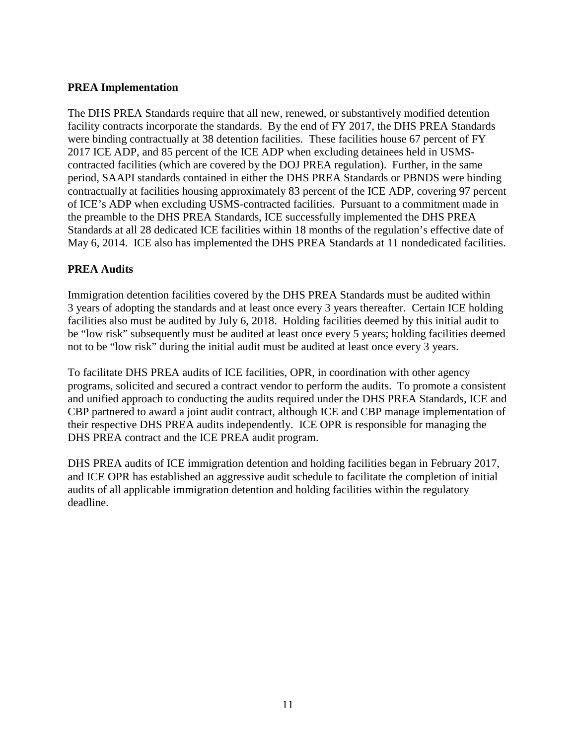## PREA Implementation

The DHS PREA Standards require that all new, renewed, or substantively modified detention facility contracts incorporate the standards. By the end of FY 2017, the DHS PREA Standards were binding contractually at 38 detention facilities. These facilities house 67 percent of FY 2017 ICE ADP, and 85 percent of the ICE ADP when excluding detainees held in USMS-contracted facilities (which are covered by the DOJ PREA regulation). Further, in the same period, SAAPI standards contained in either the DHS PREA Standards or PBNDS were binding contractually at facilities housing approximately 83 percent of the ICE ADP, covering 97 percent of ICE's ADP when excluding USMS-contracted facilities. Pursuant to a commitment made in the preamble to the DHS PREA Standards, ICE successfully implemented the DHS PREA Standards at all 28 dedicated ICE facilities within 18 months of the regulation's effective date of May 6, 2014. ICE also has implemented the DHS PREA Standards at 11 nondedicated facilities.

## PREA Audits

Immigration detention facilities covered by the DHS PREA Standards must be audited within 3 years of adopting the standards and at least once every 3 years thereafter. Certain ICE holding facilities also must be audited by July 6, 2018. Holding facilities deemed by this initial audit to be "low risk" subsequently must be audited at least once every 5 years; holding facilities deemed not to be "low risk" during the initial audit must be audited at least once every 3 years.

To facilitate DHS PREA audits of ICE facilities, OPR, in coordination with other agency programs, solicited and secured a contract vendor to perform the audits. To promote a consistent and unified approach to conducting the audits required under the DHS PREA Standards, ICE and CBP partnered to award a joint audit contract, although ICE and CBP manage implementation of their respective DHS PREA audits independently. ICE OPR is responsible for managing the DHS PREA contract and the ICE PREA audit program.

DHS PREA audits of ICE immigration detention and holding facilities began in February 2017, and ICE OPR has established an aggressive audit schedule to facilitate the completion of initial audits of all applicable immigration detention and holding facilities within the regulatory deadline.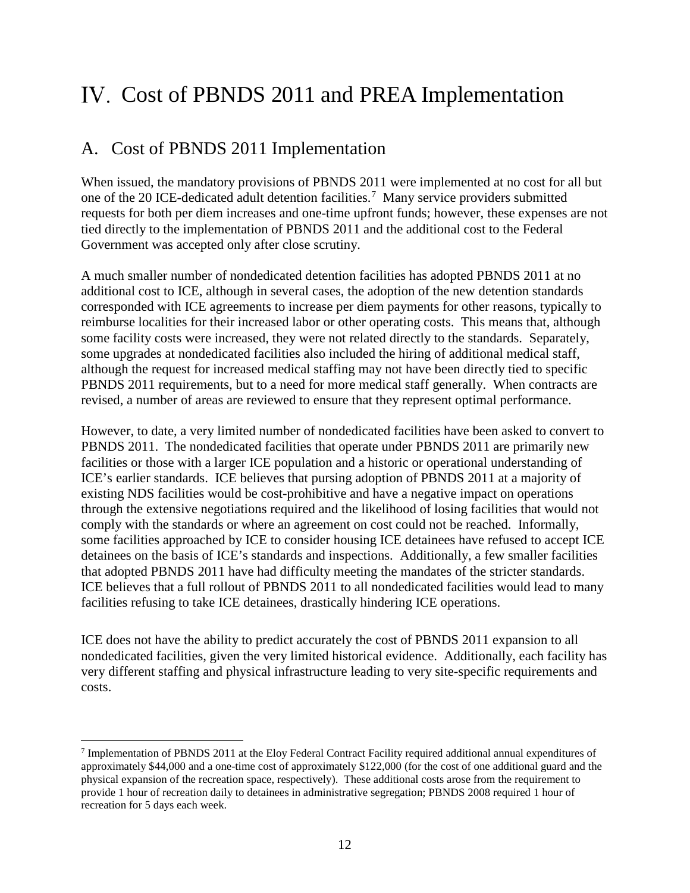# IV. Cost of PBNDS 2011 and PREA Implementation

## A. Cost of PBNDS 2011 Implementation

When issued, the mandatory provisions of PBNDS 2011 were implemented at no cost for all but one of the 20 ICE-dedicated adult detention facilities.[7] Many service providers submitted requests for both per diem increases and one-time upfront funds; however, these expenses are not tied directly to the implementation of PBNDS 2011 and the additional cost to the Federal Government was accepted only after close scrutiny.

A much smaller number of nondedicated detention facilities has adopted PBNDS 2011 at no additional cost to ICE, although in several cases, the adoption of the new detention standards corresponded with ICE agreements to increase per diem payments for other reasons, typically to reimburse localities for their increased labor or other operating costs. This means that, although some facility costs were increased, they were not related directly to the standards. Separately, some upgrades at nondedicated facilities also included the hiring of additional medical staff, although the request for increased medical staffing may not have been directly tied to specific PBNDS 2011 requirements, but to a need for more medical staff generally. When contracts are revised, a number of areas are reviewed to ensure that they represent optimal performance.

However, to date, a very limited number of nondedicated facilities have been asked to convert to PBNDS 2011. The nondedicated facilities that operate under PBNDS 2011 are primarily new facilities or those with a larger ICE population and a historic or operational understanding of ICE's earlier standards. ICE believes that pursing adoption of PBNDS 2011 at a majority of existing NDS facilities would be cost-prohibitive and have a negative impact on operations through the extensive negotiations required and the likelihood of losing facilities that would not comply with the standards or where an agreement on cost could not be reached. Informally, some facilities approached by ICE to consider housing ICE detainees have refused to accept ICE detainees on the basis of ICE's standards and inspections. Additionally, a few smaller facilities that adopted PBNDS 2011 have had difficulty meeting the mandates of the stricter standards. ICE believes that a full rollout of PBNDS 2011 to all nondedicated facilities would lead to many facilities refusing to take ICE detainees, drastically hindering ICE operations.

ICE does not have the ability to predict accurately the cost of PBNDS 2011 expansion to all nondedicated facilities, given the very limited historical evidence. Additionally, each facility has very different staffing and physical infrastructure leading to very site-specific requirements and costs.

[7] Implementation of PBNDS 2011 at the Eloy Federal Contract Facility required additional annual expenditures of approximately $44,000 and a one-time cost of approximately $122,000 (for the cost of one additional guard and the physical expansion of the recreation space, respectively). These additional costs arose from the requirement to provide 1 hour of recreation daily to detainees in administrative segregation; PBNDS 2008 required 1 hour of recreation for 5 days each week.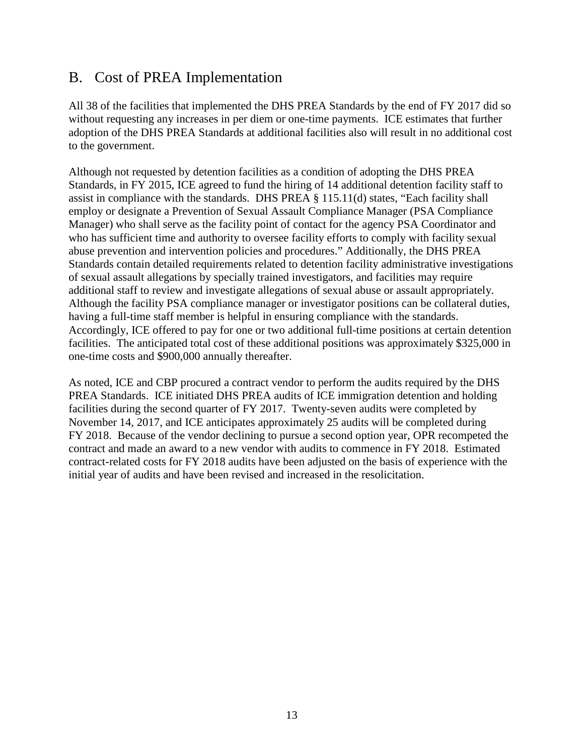## B. Cost of PREA Implementation

All 38 of the facilities that implemented the DHS PREA Standards by the end of FY 2017 did so without requesting any increases in per diem or one-time payments. ICE estimates that further adoption of the DHS PREA Standards at additional facilities also will result in no additional cost to the government.

Although not requested by detention facilities as a condition of adopting the DHS PREA Standards, in FY 2015, ICE agreed to fund the hiring of 14 additional detention facility staff to assist in compliance with the standards. DHS PREA § 115.11(d) states, "Each facility shall employ or designate a Prevention of Sexual Assault Compliance Manager (PSA Compliance Manager) who shall serve as the facility point of contact for the agency PSA Coordinator and who has sufficient time and authority to oversee facility efforts to comply with facility sexual abuse prevention and intervention policies and procedures." Additionally, the DHS PREA Standards contain detailed requirements related to detention facility administrative investigations of sexual assault allegations by specially trained investigators, and facilities may require additional staff to review and investigate allegations of sexual abuse or assault appropriately. Although the facility PSA compliance manager or investigator positions can be collateral duties, having a full-time staff member is helpful in ensuring compliance with the standards. Accordingly, ICE offered to pay for one or two additional full-time positions at certain detention facilities. The anticipated total cost of these additional positions was approximately $325,000 in one-time costs and $900,000 annually thereafter.

As noted, ICE and CBP procured a contract vendor to perform the audits required by the DHS PREA Standards. ICE initiated DHS PREA audits of ICE immigration detention and holding facilities during the second quarter of FY 2017. Twenty-seven audits were completed by November 14, 2017, and ICE anticipates approximately 25 audits will be completed during FY 2018. Because of the vendor declining to pursue a second option year, OPR recompeted the contract and made an award to a new vendor with audits to commence in FY 2018. Estimated contract-related costs for FY 2018 audits have been adjusted on the basis of experience with the initial year of audits and have been revised and increased in the resolicitation.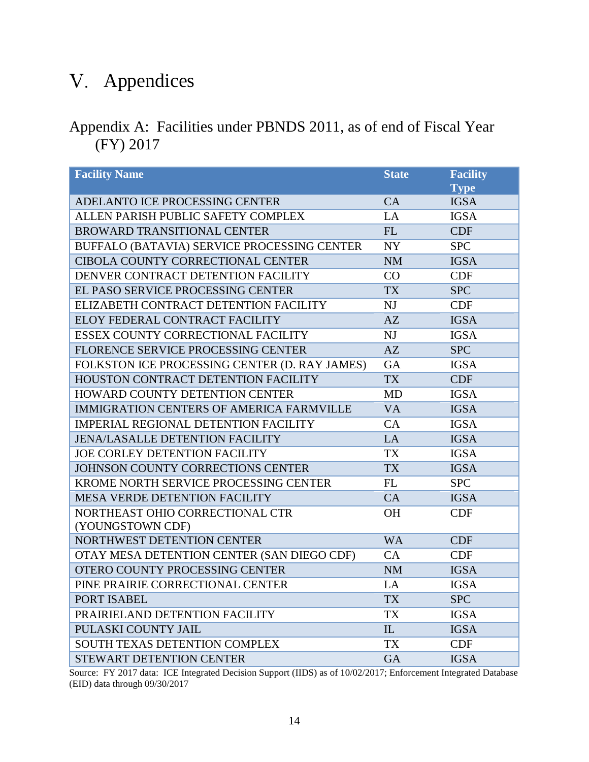# V. Appendices

## Appendix A: Facilities under PBNDS 2011, as of end of Fiscal Year (FY) 2017

| Facility Name | State | Facility Type |
|---|---|---|
| ADELANTO ICE PROCESSING CENTER | CA | IGSA |
| ALLEN PARISH PUBLIC SAFETY COMPLEX | LA | IGSA |
| BROWARD TRANSITIONAL CENTER | FL | CDF |
| BUFFALO (BATAVIA) SERVICE PROCESSING CENTER | NY | SPC |
| CIBOLA COUNTY CORRECTIONAL CENTER | NM | IGSA |
| DENVER CONTRACT DETENTION FACILITY | CO | CDF |
| EL PASO SERVICE PROCESSING CENTER | TX | SPC |
| ELIZABETH CONTRACT DETENTION FACILITY | NJ | CDF |
| ELOY FEDERAL CONTRACT FACILITY | AZ | IGSA |
| ESSEX COUNTY CORRECTIONAL FACILITY | NJ | IGSA |
| FLORENCE SERVICE PROCESSING CENTER | AZ | SPC |
| FOLKSTON ICE PROCESSING CENTER (D. RAY JAMES) | GA | IGSA |
| HOUSTON CONTRACT DETENTION FACILITY | TX | CDF |
| HOWARD COUNTY DETENTION CENTER | MD | IGSA |
| IMMIGRATION CENTERS OF AMERICA FARMVILLE | VA | IGSA |
| IMPERIAL REGIONAL DETENTION FACILITY | CA | IGSA |
| JENA/LASALLE DETENTION FACILITY | LA | IGSA |
| JOE CORLEY DETENTION FACILITY | TX | IGSA |
| JOHNSON COUNTY CORRECTIONS CENTER | TX | IGSA |
| KROME NORTH SERVICE PROCESSING CENTER | FL | SPC |
| MESA VERDE DETENTION FACILITY | CA | IGSA |
| NORTHEAST OHIO CORRECTIONAL CTR (YOUNGSTOWN CDF) | OH | CDF |
| NORTHWEST DETENTION CENTER | WA | CDF |
| OTAY MESA DETENTION CENTER (SAN DIEGO CDF) | CA | CDF |
| OTERO COUNTY PROCESSING CENTER | NM | IGSA |
| PINE PRAIRIE CORRECTIONAL CENTER | LA | IGSA |
| PORT ISABEL | TX | SPC |
| PRAIRIELAND DETENTION FACILITY | TX | IGSA |
| PULASKI COUNTY JAIL | IL | IGSA |
| SOUTH TEXAS DETENTION COMPLEX | TX | CDF |
| STEWART DETENTION CENTER | GA | IGSA |

Source: FY 2017 data: ICE Integrated Decision Support (IIDS) as of 10/02/2017; Enforcement Integrated Database (EID) data through 09/30/2017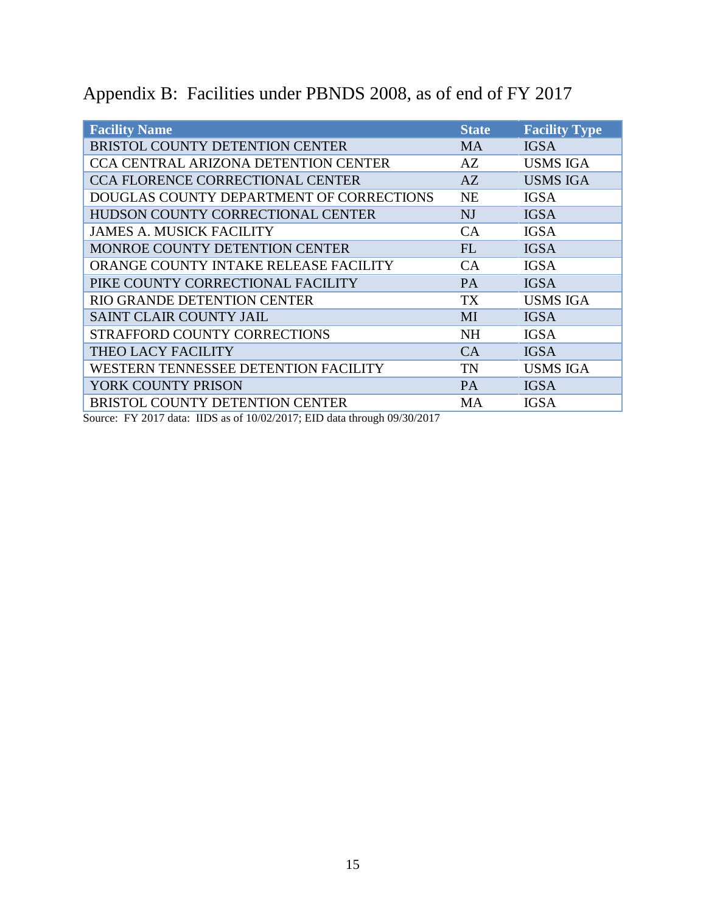# Appendix B: Facilities under PBNDS 2008, as of end of FY 2017

| Facility Name | State | Facility Type |
| --- | --- | --- |
| BRISTOL COUNTY DETENTION CENTER | MA | IGSA |
| CCA CENTRAL ARIZONA DETENTION CENTER | AZ | USMS IGA |
| CCA FLORENCE CORRECTIONAL CENTER | AZ | USMS IGA |
| DOUGLAS COUNTY DEPARTMENT OF CORRECTIONS | NE | IGSA |
| HUDSON COUNTY CORRECTIONAL CENTER | NJ | IGSA |
| JAMES A. MUSICK FACILITY | CA | IGSA |
| MONROE COUNTY DETENTION CENTER | FL | IGSA |
| ORANGE COUNTY INTAKE RELEASE FACILITY | CA | IGSA |
| PIKE COUNTY CORRECTIONAL FACILITY | PA | IGSA |
| RIO GRANDE DETENTION CENTER | TX | USMS IGA |
| SAINT CLAIR COUNTY JAIL | MI | IGSA |
| STRAFFORD COUNTY CORRECTIONS | NH | IGSA |
| THEO LACY FACILITY | CA | IGSA |
| WESTERN TENNESSEE DETENTION FACILITY | TN | USMS IGA |
| YORK COUNTY PRISON | PA | IGSA |
| BRISTOL COUNTY DETENTION CENTER | MA | IGSA |

Source: FY 2017 data: IIDS as of 10/02/2017; EID data through 09/30/2017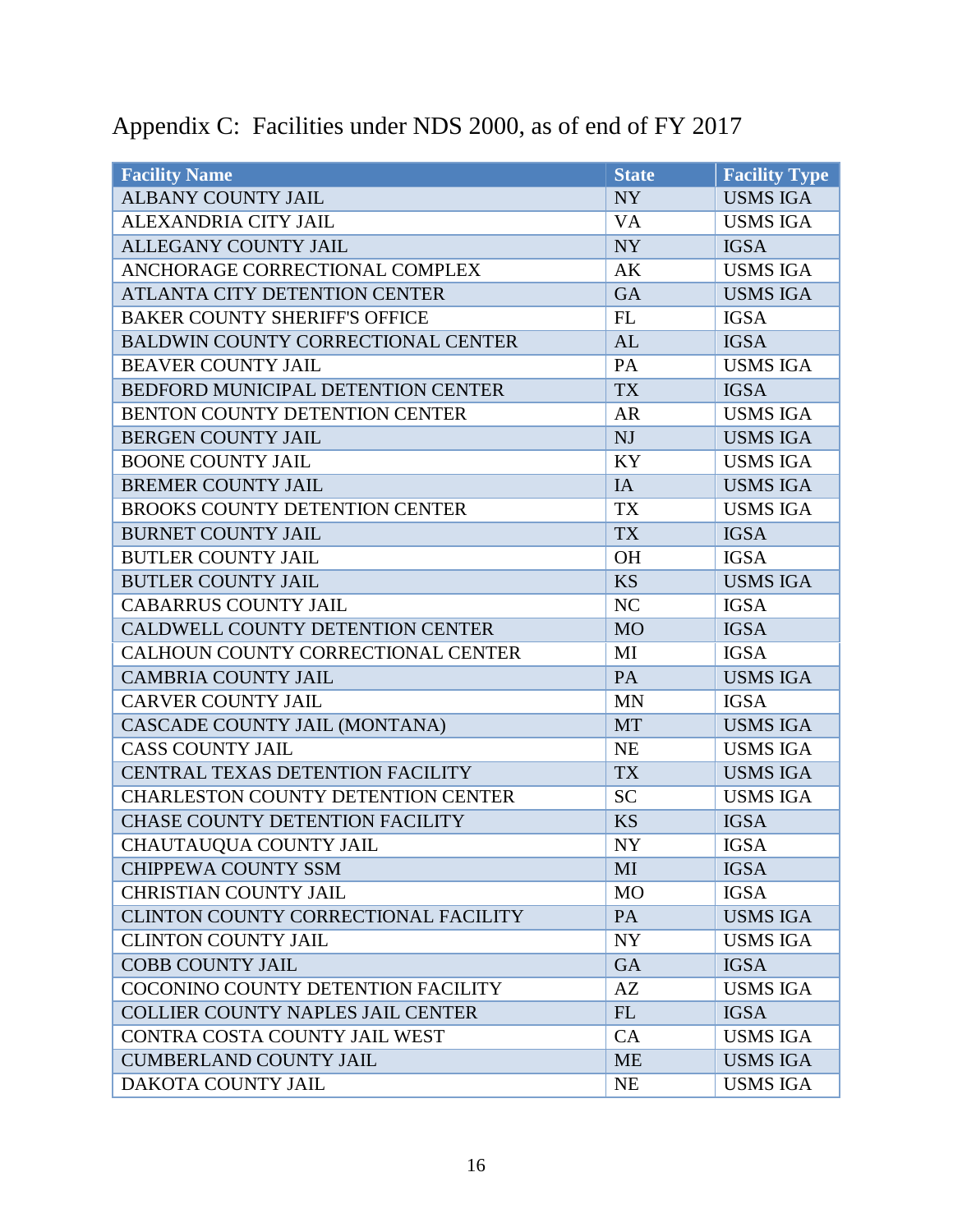# Appendix C: Facilities under NDS 2000, as of end of FY 2017

| Facility Name | State | Facility Type |
|---|---|---|
| ALBANY COUNTY JAIL | NY | USMS IGA |
| ALEXANDRIA CITY JAIL | VA | USMS IGA |
| ALLEGANY COUNTY JAIL | NY | IGSA |
| ANCHORAGE CORRECTIONAL COMPLEX | AK | USMS IGA |
| ATLANTA CITY DETENTION CENTER | GA | USMS IGA |
| BAKER COUNTY SHERIFF'S OFFICE | FL | IGSA |
| BALDWIN COUNTY CORRECTIONAL CENTER | AL | IGSA |
| BEAVER COUNTY JAIL | PA | USMS IGA |
| BEDFORD MUNICIPAL DETENTION CENTER | TX | IGSA |
| BENTON COUNTY DETENTION CENTER | AR | USMS IGA |
| BERGEN COUNTY JAIL | NJ | USMS IGA |
| BOONE COUNTY JAIL | KY | USMS IGA |
| BREMER COUNTY JAIL | IA | USMS IGA |
| BROOKS COUNTY DETENTION CENTER | TX | USMS IGA |
| BURNET COUNTY JAIL | TX | IGSA |
| BUTLER COUNTY JAIL | OH | IGSA |
| BUTLER COUNTY JAIL | KS | USMS IGA |
| CABARRUS COUNTY JAIL | NC | IGSA |
| CALDWELL COUNTY DETENTION CENTER | MO | IGSA |
| CALHOUN COUNTY CORRECTIONAL CENTER | MI | IGSA |
| CAMBRIA COUNTY JAIL | PA | USMS IGA |
| CARVER COUNTY JAIL | MN | IGSA |
| CASCADE COUNTY JAIL (MONTANA) | MT | USMS IGA |
| CASS COUNTY JAIL | NE | USMS IGA |
| CENTRAL TEXAS DETENTION FACILITY | TX | USMS IGA |
| CHARLESTON COUNTY DETENTION CENTER | SC | USMS IGA |
| CHASE COUNTY DETENTION FACILITY | KS | IGSA |
| CHAUTAUQUA COUNTY JAIL | NY | IGSA |
| CHIPPEWA COUNTY SSM | MI | IGSA |
| CHRISTIAN COUNTY JAIL | MO | IGSA |
| CLINTON COUNTY CORRECTIONAL FACILITY | PA | USMS IGA |
| CLINTON COUNTY JAIL | NY | USMS IGA |
| COBB COUNTY JAIL | GA | IGSA |
| COCONINO COUNTY DETENTION FACILITY | AZ | USMS IGA |
| COLLIER COUNTY NAPLES JAIL CENTER | FL | IGSA |
| CONTRA COSTA COUNTY JAIL WEST | CA | USMS IGA |
| CUMBERLAND COUNTY JAIL | ME | USMS IGA |
| DAKOTA COUNTY JAIL | NE | USMS IGA |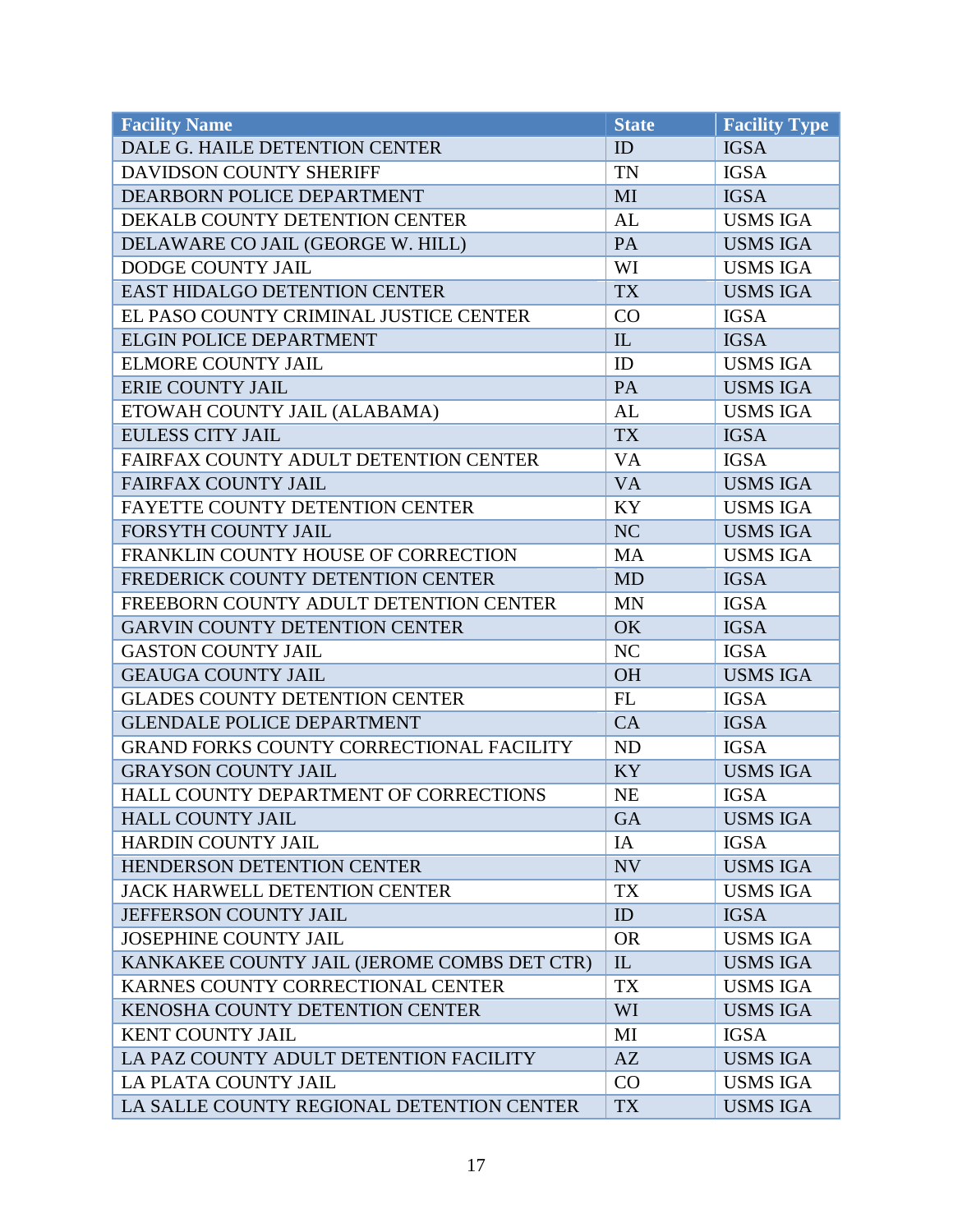| Facility Name | State | Facility Type |
|---|---|---|
| DALE G. HAILE DETENTION CENTER | ID | IGSA |
| DAVIDSON COUNTY SHERIFF | TN | IGSA |
| DEARBORN POLICE DEPARTMENT | MI | IGSA |
| DEKALB COUNTY DETENTION CENTER | AL | USMS IGA |
| DELAWARE CO JAIL (GEORGE W. HILL) | PA | USMS IGA |
| DODGE COUNTY JAIL | WI | USMS IGA |
| EAST HIDALGO DETENTION CENTER | TX | USMS IGA |
| EL PASO COUNTY CRIMINAL JUSTICE CENTER | CO | IGSA |
| ELGIN POLICE DEPARTMENT | IL | IGSA |
| ELMORE COUNTY JAIL | ID | USMS IGA |
| ERIE COUNTY JAIL | PA | USMS IGA |
| ETOWAH COUNTY JAIL (ALABAMA) | AL | USMS IGA |
| EULESS CITY JAIL | TX | IGSA |
| FAIRFAX COUNTY ADULT DETENTION CENTER | VA | IGSA |
| FAIRFAX COUNTY JAIL | VA | USMS IGA |
| FAYETTE COUNTY DETENTION CENTER | KY | USMS IGA |
| FORSYTH COUNTY JAIL | NC | USMS IGA |
| FRANKLIN COUNTY HOUSE OF CORRECTION | MA | USMS IGA |
| FREDERICK COUNTY DETENTION CENTER | MD | IGSA |
| FREEBORN COUNTY ADULT DETENTION CENTER | MN | IGSA |
| GARVIN COUNTY DETENTION CENTER | OK | IGSA |
| GASTON COUNTY JAIL | NC | IGSA |
| GEAUGA COUNTY JAIL | OH | USMS IGA |
| GLADES COUNTY DETENTION CENTER | FL | IGSA |
| GLENDALE POLICE DEPARTMENT | CA | IGSA |
| GRAND FORKS COUNTY CORRECTIONAL FACILITY | ND | IGSA |
| GRAYSON COUNTY JAIL | KY | USMS IGA |
| HALL COUNTY DEPARTMENT OF CORRECTIONS | NE | IGSA |
| HALL COUNTY JAIL | GA | USMS IGA |
| HARDIN COUNTY JAIL | IA | IGSA |
| HENDERSON DETENTION CENTER | NV | USMS IGA |
| JACK HARWELL DETENTION CENTER | TX | USMS IGA |
| JEFFERSON COUNTY JAIL | ID | IGSA |
| JOSEPHINE COUNTY JAIL | OR | USMS IGA |
| KANKAKEE COUNTY JAIL (JEROME COMBS DET CTR) | IL | USMS IGA |
| KARNES COUNTY CORRECTIONAL CENTER | TX | USMS IGA |
| KENOSHA COUNTY DETENTION CENTER | WI | USMS IGA |
| KENT COUNTY JAIL | MI | IGSA |
| LA PAZ COUNTY ADULT DETENTION FACILITY | AZ | USMS IGA |
| LA PLATA COUNTY JAIL | CO | USMS IGA |
| LA SALLE COUNTY REGIONAL DETENTION CENTER | TX | USMS IGA |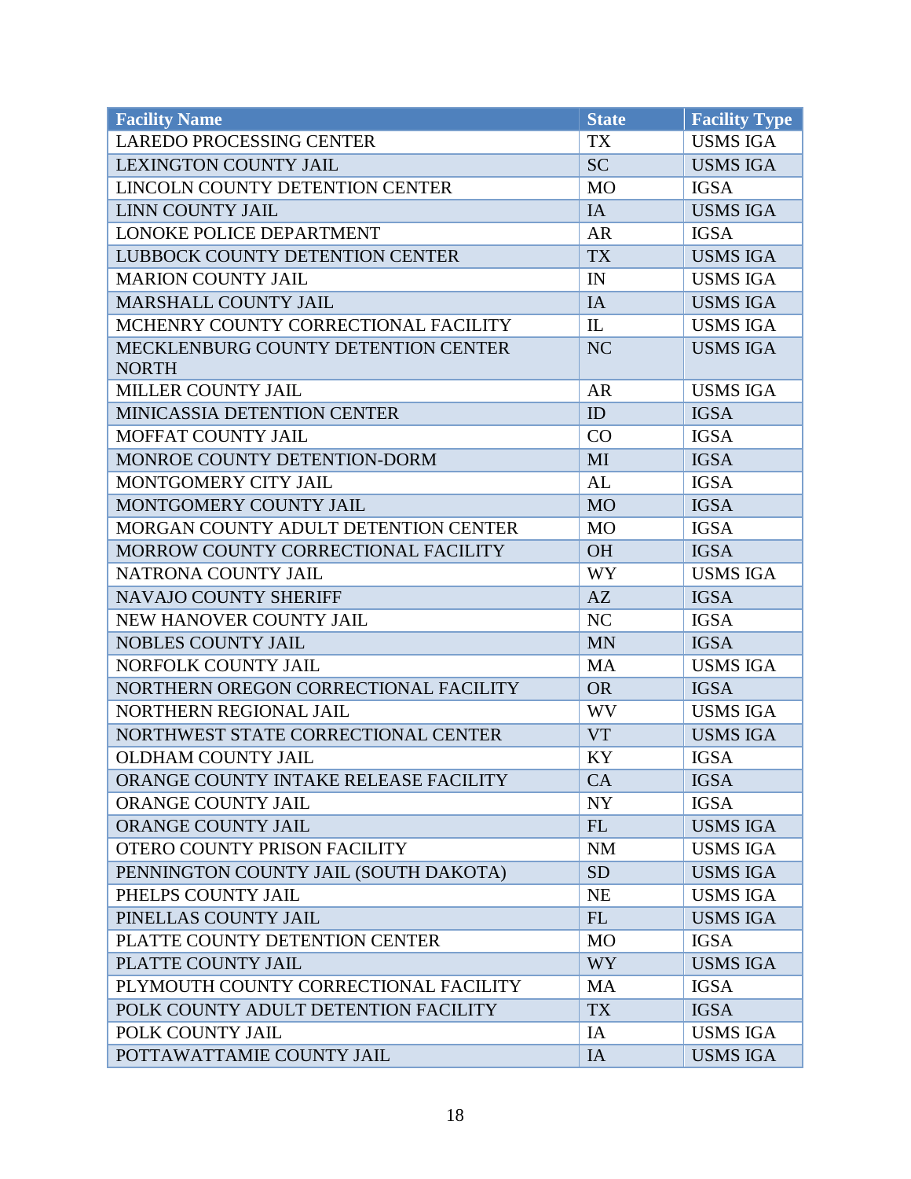| Facility Name | State | Facility Type |
|---|---|---|
| LAREDO PROCESSING CENTER | TX | USMS IGA |
| LEXINGTON COUNTY JAIL | SC | USMS IGA |
| LINCOLN COUNTY DETENTION CENTER | MO | IGSA |
| LINN COUNTY JAIL | IA | USMS IGA |
| LONOKE POLICE DEPARTMENT | AR | IGSA |
| LUBBOCK COUNTY DETENTION CENTER | TX | USMS IGA |
| MARION COUNTY JAIL | IN | USMS IGA |
| MARSHALL COUNTY JAIL | IA | USMS IGA |
| MCHENRY COUNTY CORRECTIONAL FACILITY | IL | USMS IGA |
| MECKLENBURG COUNTY DETENTION CENTER NORTH | NC | USMS IGA |
| MILLER COUNTY JAIL | AR | USMS IGA |
| MINICASSIA DETENTION CENTER | ID | IGSA |
| MOFFAT COUNTY JAIL | CO | IGSA |
| MONROE COUNTY DETENTION-DORM | MI | IGSA |
| MONTGOMERY CITY JAIL | AL | IGSA |
| MONTGOMERY COUNTY JAIL | MO | IGSA |
| MORGAN COUNTY ADULT DETENTION CENTER | MO | IGSA |
| MORROW COUNTY CORRECTIONAL FACILITY | OH | IGSA |
| NATRONA COUNTY JAIL | WY | USMS IGA |
| NAVAJO COUNTY SHERIFF | AZ | IGSA |
| NEW HANOVER COUNTY JAIL | NC | IGSA |
| NOBLES COUNTY JAIL | MN | IGSA |
| NORFOLK COUNTY JAIL | MA | USMS IGA |
| NORTHERN OREGON CORRECTIONAL FACILITY | OR | IGSA |
| NORTHERN REGIONAL JAIL | WV | USMS IGA |
| NORTHWEST STATE CORRECTIONAL CENTER | VT | USMS IGA |
| OLDHAM COUNTY JAIL | KY | IGSA |
| ORANGE COUNTY INTAKE RELEASE FACILITY | CA | IGSA |
| ORANGE COUNTY JAIL | NY | IGSA |
| ORANGE COUNTY JAIL | FL | USMS IGA |
| OTERO COUNTY PRISON FACILITY | NM | USMS IGA |
| PENNINGTON COUNTY JAIL (SOUTH DAKOTA) | SD | USMS IGA |
| PHELPS COUNTY JAIL | NE | USMS IGA |
| PINELLAS COUNTY JAIL | FL | USMS IGA |
| PLATTE COUNTY DETENTION CENTER | MO | IGSA |
| PLATTE COUNTY JAIL | WY | USMS IGA |
| PLYMOUTH COUNTY CORRECTIONAL FACILITY | MA | IGSA |
| POLK COUNTY ADULT DETENTION FACILITY | TX | IGSA |
| POLK COUNTY JAIL | IA | USMS IGA |
| POTTAWATTAMIE COUNTY JAIL | IA | USMS IGA |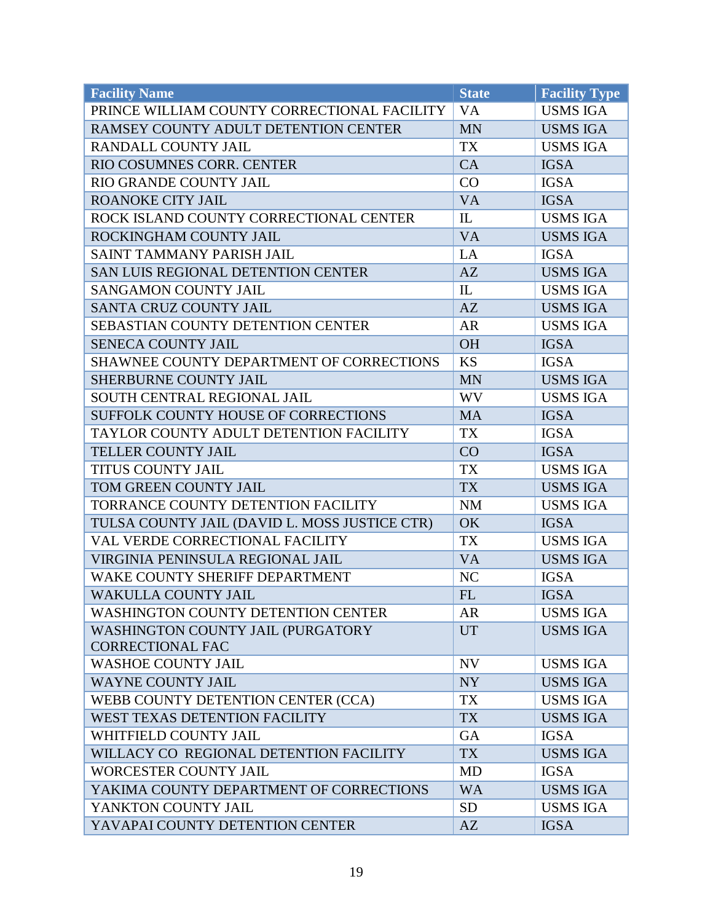| Facility Name | State | Facility Type |
| --- | --- | --- |
| PRINCE WILLIAM COUNTY CORRECTIONAL FACILITY | VA | USMS IGA |
| RAMSEY COUNTY ADULT DETENTION CENTER | MN | USMS IGA |
| RANDALL COUNTY JAIL | TX | USMS IGA |
| RIO COSUMNES CORR. CENTER | CA | IGSA |
| RIO GRANDE COUNTY JAIL | CO | IGSA |
| ROANOKE CITY JAIL | VA | IGSA |
| ROCK ISLAND COUNTY CORRECTIONAL CENTER | IL | USMS IGA |
| ROCKINGHAM COUNTY JAIL | VA | USMS IGA |
| SAINT TAMMANY PARISH JAIL | LA | IGSA |
| SAN LUIS REGIONAL DETENTION CENTER | AZ | USMS IGA |
| SANGAMON COUNTY JAIL | IL | USMS IGA |
| SANTA CRUZ COUNTY JAIL | AZ | USMS IGA |
| SEBASTIAN COUNTY DETENTION CENTER | AR | USMS IGA |
| SENECA COUNTY JAIL | OH | IGSA |
| SHAWNEE COUNTY DEPARTMENT OF CORRECTIONS | KS | IGSA |
| SHERBURNE COUNTY JAIL | MN | USMS IGA |
| SOUTH CENTRAL REGIONAL JAIL | WV | USMS IGA |
| SUFFOLK COUNTY HOUSE OF CORRECTIONS | MA | IGSA |
| TAYLOR COUNTY ADULT DETENTION FACILITY | TX | IGSA |
| TELLER COUNTY JAIL | CO | IGSA |
| TITUS COUNTY JAIL | TX | USMS IGA |
| TOM GREEN COUNTY JAIL | TX | USMS IGA |
| TORRANCE COUNTY DETENTION FACILITY | NM | USMS IGA |
| TULSA COUNTY JAIL (DAVID L. MOSS JUSTICE CTR) | OK | IGSA |
| VAL VERDE CORRECTIONAL FACILITY | TX | USMS IGA |
| VIRGINIA PENINSULA REGIONAL JAIL | VA | USMS IGA |
| WAKE COUNTY SHERIFF DEPARTMENT | NC | IGSA |
| WAKULLA COUNTY JAIL | FL | IGSA |
| WASHINGTON COUNTY DETENTION CENTER | AR | USMS IGA |
| WASHINGTON COUNTY JAIL (PURGATORY CORRECTIONAL FAC | UT | USMS IGA |
| WASHOE COUNTY JAIL | NV | USMS IGA |
| WAYNE COUNTY JAIL | NY | USMS IGA |
| WEBB COUNTY DETENTION CENTER (CCA) | TX | USMS IGA |
| WEST TEXAS DETENTION FACILITY | TX | USMS IGA |
| WHITFIELD COUNTY JAIL | GA | IGSA |
| WILLACY CO REGIONAL DETENTION FACILITY | TX | USMS IGA |
| WORCESTER COUNTY JAIL | MD | IGSA |
| YAKIMA COUNTY DEPARTMENT OF CORRECTIONS | WA | USMS IGA |
| YANKTON COUNTY JAIL | SD | USMS IGA |
| YAVAPAI COUNTY DETENTION CENTER | AZ | IGSA |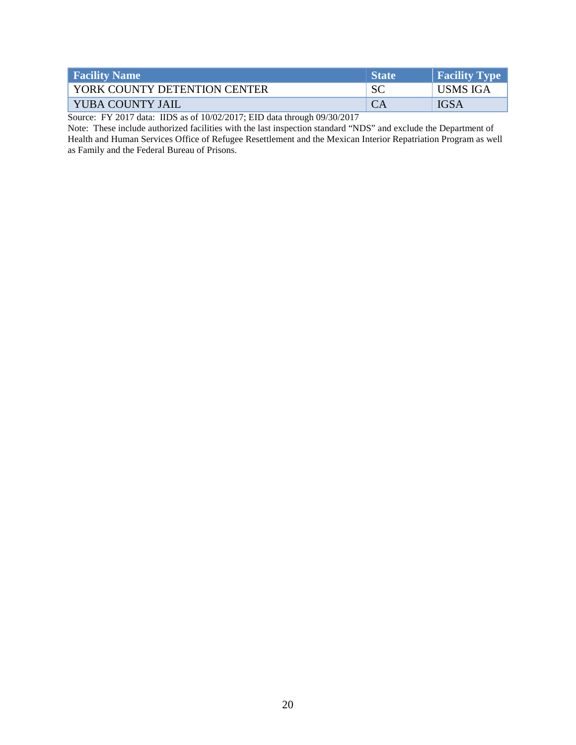| Facility Name | State | Facility Type |
|---|---|---|
| YORK COUNTY DETENTION CENTER | SC | USMS IGA |
| YUBA COUNTY JAIL | CA | IGSA |

Source: FY 2017 data: IIDS as of 10/02/2017; EID data through 09/30/2017

Note: These include authorized facilities with the last inspection standard “NDS” and exclude the Department of Health and Human Services Office of Refugee Resettlement and the Mexican Interior Repatriation Program as well as Family and the Federal Bureau of Prisons.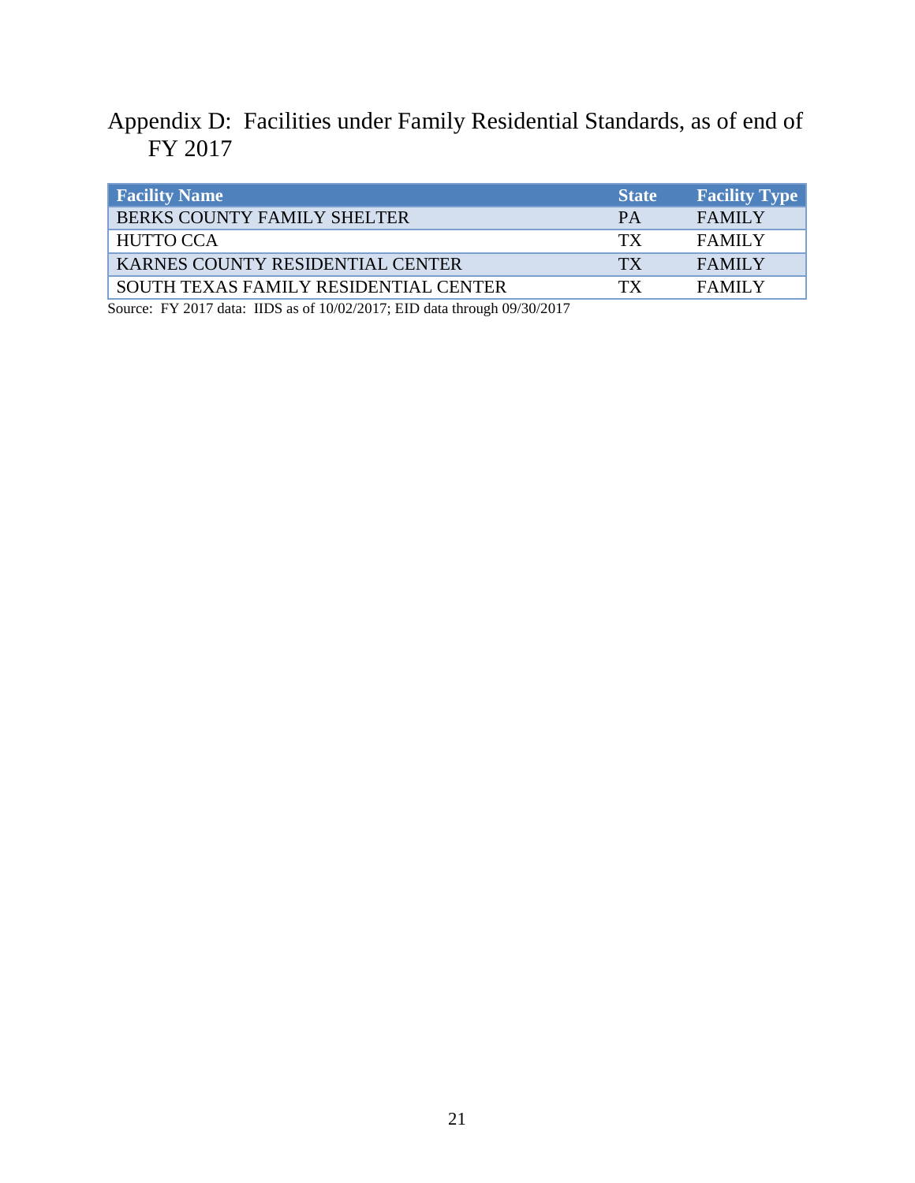# Appendix D: Facilities under Family Residential Standards, as of end of FY 2017

| Facility Name | State | Facility Type |
|---|---|---|
| BERKS COUNTY FAMILY SHELTER | PA | FAMILY |
| HUTTO CCA | TX | FAMILY |
| KARNES COUNTY RESIDENTIAL CENTER | TX | FAMILY |
| SOUTH TEXAS FAMILY RESIDENTIAL CENTER | TX | FAMILY |

Source: FY 2017 data: IIDS as of 10/02/2017; EID data through 09/30/2017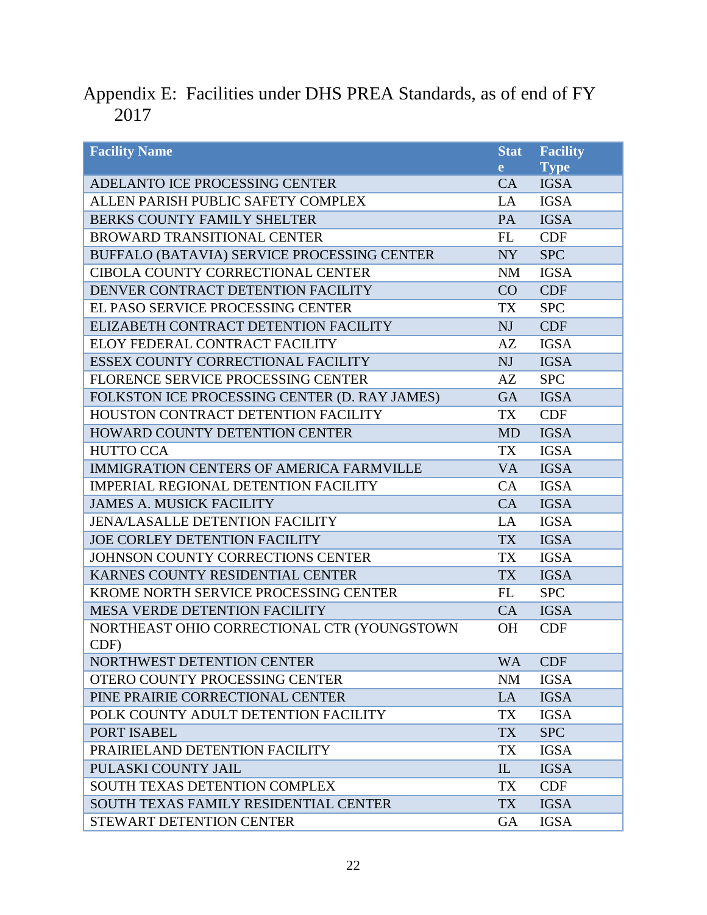# Appendix E: Facilities under DHS PREA Standards, as of end of FY 2017

| Facility Name | State | Facility Type |
|---|---|---|
| ADELANTO ICE PROCESSING CENTER | CA | IGSA |
| ALLEN PARISH PUBLIC SAFETY COMPLEX | LA | IGSA |
| BERKS COUNTY FAMILY SHELTER | PA | IGSA |
| BROWARD TRANSITIONAL CENTER | FL | CDF |
| BUFFALO (BATAVIA) SERVICE PROCESSING CENTER | NY | SPC |
| CIBOLA COUNTY CORRECTIONAL CENTER | NM | IGSA |
| DENVER CONTRACT DETENTION FACILITY | CO | CDF |
| EL PASO SERVICE PROCESSING CENTER | TX | SPC |
| ELIZABETH CONTRACT DETENTION FACILITY | NJ | CDF |
| ELOY FEDERAL CONTRACT FACILITY | AZ | IGSA |
| ESSEX COUNTY CORRECTIONAL FACILITY | NJ | IGSA |
| FLORENCE SERVICE PROCESSING CENTER | AZ | SPC |
| FOLKSTON ICE PROCESSING CENTER (D. RAY JAMES) | GA | IGSA |
| HOUSTON CONTRACT DETENTION FACILITY | TX | CDF |
| HOWARD COUNTY DETENTION CENTER | MD | IGSA |
| HUTTO CCA | TX | IGSA |
| IMMIGRATION CENTERS OF AMERICA FARMVILLE | VA | IGSA |
| IMPERIAL REGIONAL DETENTION FACILITY | CA | IGSA |
| JAMES A. MUSICK FACILITY | CA | IGSA |
| JENA/LASALLE DETENTION FACILITY | LA | IGSA |
| JOE CORLEY DETENTION FACILITY | TX | IGSA |
| JOHNSON COUNTY CORRECTIONS CENTER | TX | IGSA |
| KARNES COUNTY RESIDENTIAL CENTER | TX | IGSA |
| KROME NORTH SERVICE PROCESSING CENTER | FL | SPC |
| MESA VERDE DETENTION FACILITY | CA | IGSA |
| NORTHEAST OHIO CORRECTIONAL CTR (YOUNGSTOWN CDF) | OH | CDF |
| NORTHWEST DETENTION CENTER | WA | CDF |
| OTERO COUNTY PROCESSING CENTER | NM | IGSA |
| PINE PRAIRIE CORRECTIONAL CENTER | LA | IGSA |
| POLK COUNTY ADULT DETENTION FACILITY | TX | IGSA |
| PORT ISABEL | TX | SPC |
| PRAIRIELAND DETENTION FACILITY | TX | IGSA |
| PULASKI COUNTY JAIL | IL | IGSA |
| SOUTH TEXAS DETENTION COMPLEX | TX | CDF |
| SOUTH TEXAS FAMILY RESIDENTIAL CENTER | TX | IGSA |
| STEWART DETENTION CENTER | GA | IGSA |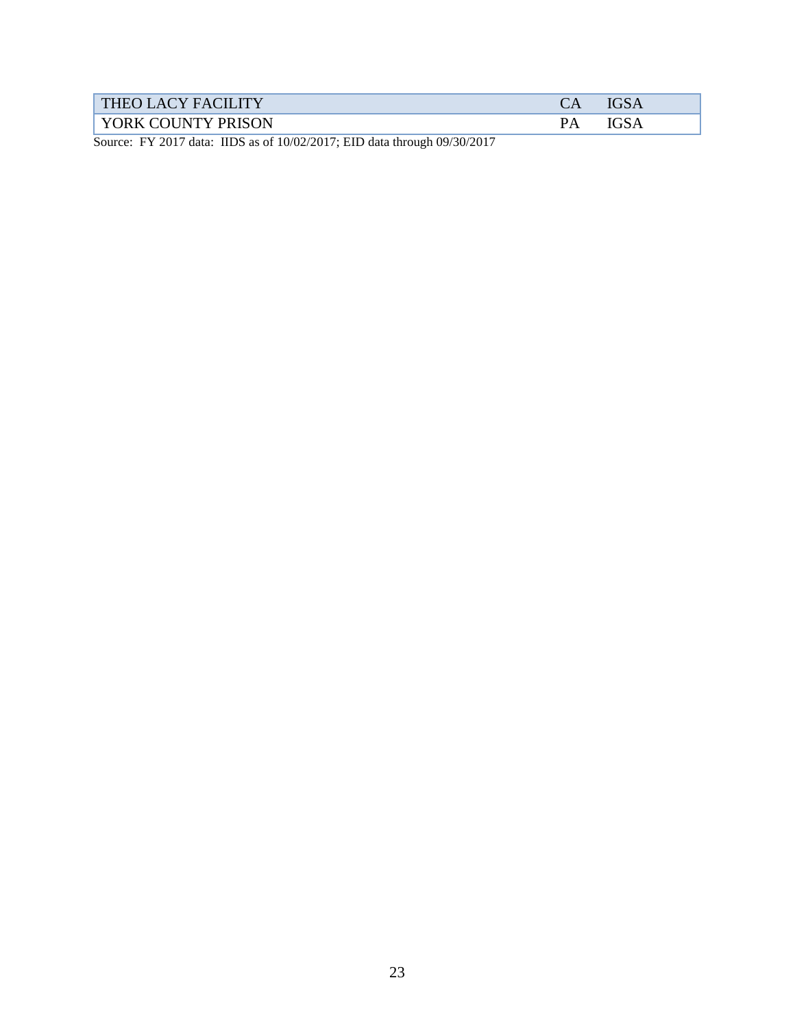| | | |
|---|---|---|
| THEO LACY FACILITY | CA | IGSA |
| YORK COUNTY PRISON | PA | IGSA |

Source: FY 2017 data: IIDS as of 10/02/2017; EID data through 09/30/2017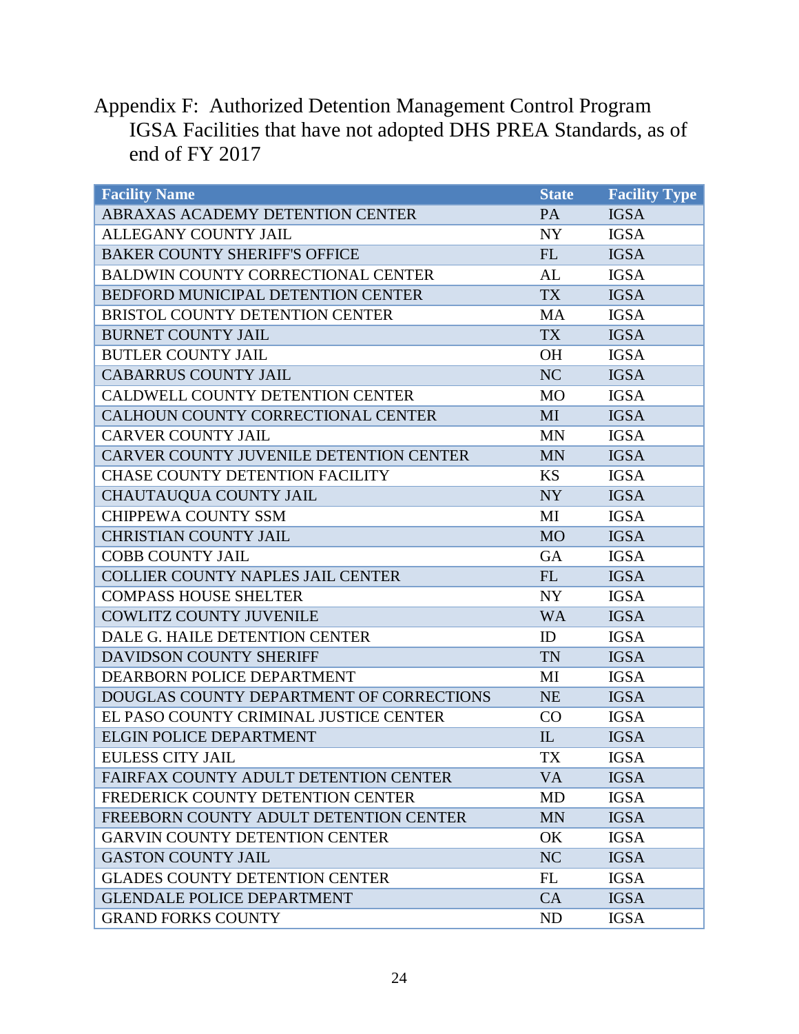## Appendix F: Authorized Detention Management Control Program IGSA Facilities that have not adopted DHS PREA Standards, as of end of FY 2017

| Facility Name | State | Facility Type |
|---|---|---|
| ABRAXAS ACADEMY DETENTION CENTER | PA | IGSA |
| ALLEGANY COUNTY JAIL | NY | IGSA |
| BAKER COUNTY SHERIFF'S OFFICE | FL | IGSA |
| BALDWIN COUNTY CORRECTIONAL CENTER | AL | IGSA |
| BEDFORD MUNICIPAL DETENTION CENTER | TX | IGSA |
| BRISTOL COUNTY DETENTION CENTER | MA | IGSA |
| BURNET COUNTY JAIL | TX | IGSA |
| BUTLER COUNTY JAIL | OH | IGSA |
| CABARRUS COUNTY JAIL | NC | IGSA |
| CALDWELL COUNTY DETENTION CENTER | MO | IGSA |
| CALHOUN COUNTY CORRECTIONAL CENTER | MI | IGSA |
| CARVER COUNTY JAIL | MN | IGSA |
| CARVER COUNTY JUVENILE DETENTION CENTER | MN | IGSA |
| CHASE COUNTY DETENTION FACILITY | KS | IGSA |
| CHAUTAUQUA COUNTY JAIL | NY | IGSA |
| CHIPPEWA COUNTY SSM | MI | IGSA |
| CHRISTIAN COUNTY JAIL | MO | IGSA |
| COBB COUNTY JAIL | GA | IGSA |
| COLLIER COUNTY NAPLES JAIL CENTER | FL | IGSA |
| COMPASS HOUSE SHELTER | NY | IGSA |
| COWLITZ COUNTY JUVENILE | WA | IGSA |
| DALE G. HAILE DETENTION CENTER | ID | IGSA |
| DAVIDSON COUNTY SHERIFF | TN | IGSA |
| DEARBORN POLICE DEPARTMENT | MI | IGSA |
| DOUGLAS COUNTY DEPARTMENT OF CORRECTIONS | NE | IGSA |
| EL PASO COUNTY CRIMINAL JUSTICE CENTER | CO | IGSA |
| ELGIN POLICE DEPARTMENT | IL | IGSA |
| EULESS CITY JAIL | TX | IGSA |
| FAIRFAX COUNTY ADULT DETENTION CENTER | VA | IGSA |
| FREDERICK COUNTY DETENTION CENTER | MD | IGSA |
| FREEBORN COUNTY ADULT DETENTION CENTER | MN | IGSA |
| GARVIN COUNTY DETENTION CENTER | OK | IGSA |
| GASTON COUNTY JAIL | NC | IGSA |
| GLADES COUNTY DETENTION CENTER | FL | IGSA |
| GLENDALE POLICE DEPARTMENT | CA | IGSA |
| GRAND FORKS COUNTY | ND | IGSA |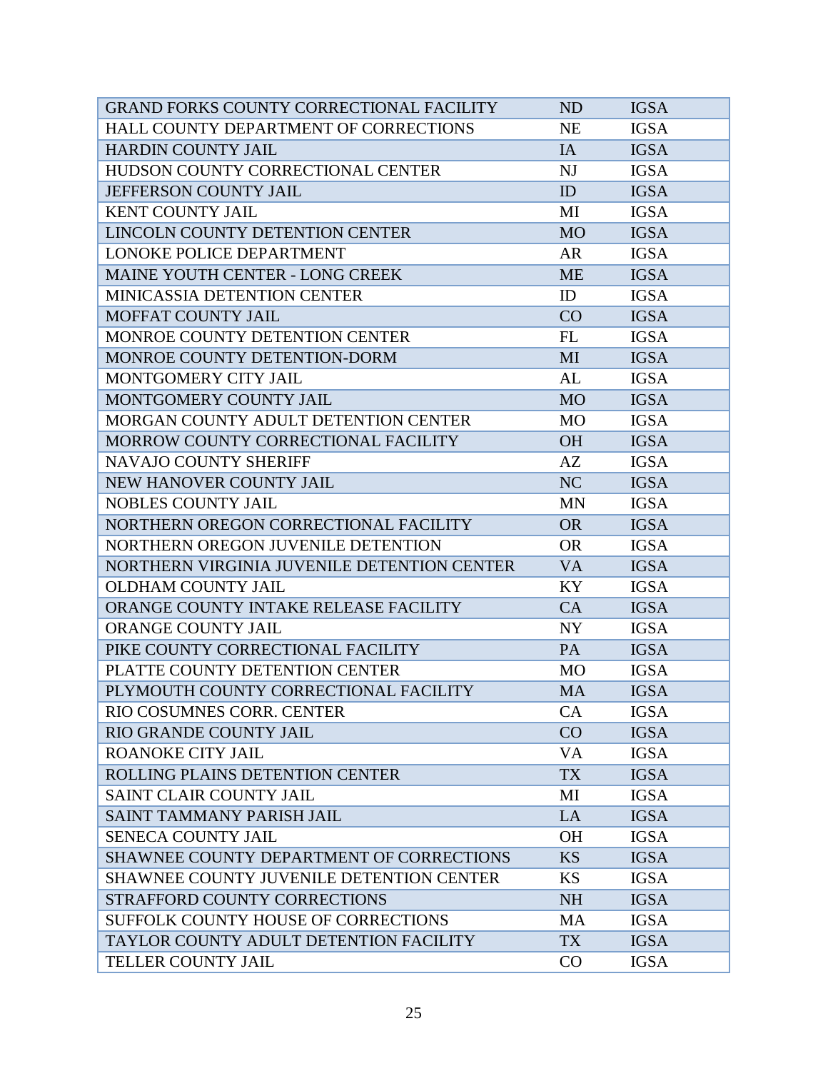| | | |
|---|---|---|
| GRAND FORKS COUNTY CORRECTIONAL FACILITY | ND | IGSA |
| HALL COUNTY DEPARTMENT OF CORRECTIONS | NE | IGSA |
| HARDIN COUNTY JAIL | IA | IGSA |
| HUDSON COUNTY CORRECTIONAL CENTER | NJ | IGSA |
| JEFFERSON COUNTY JAIL | ID | IGSA |
| KENT COUNTY JAIL | MI | IGSA |
| LINCOLN COUNTY DETENTION CENTER | MO | IGSA |
| LONOKE POLICE DEPARTMENT | AR | IGSA |
| MAINE YOUTH CENTER - LONG CREEK | ME | IGSA |
| MINICASSIA DETENTION CENTER | ID | IGSA |
| MOFFAT COUNTY JAIL | CO | IGSA |
| MONROE COUNTY DETENTION CENTER | FL | IGSA |
| MONROE COUNTY DETENTION-DORM | MI | IGSA |
| MONTGOMERY CITY JAIL | AL | IGSA |
| MONTGOMERY COUNTY JAIL | MO | IGSA |
| MORGAN COUNTY ADULT DETENTION CENTER | MO | IGSA |
| MORROW COUNTY CORRECTIONAL FACILITY | OH | IGSA |
| NAVAJO COUNTY SHERIFF | AZ | IGSA |
| NEW HANOVER COUNTY JAIL | NC | IGSA |
| NOBLES COUNTY JAIL | MN | IGSA |
| NORTHERN OREGON CORRECTIONAL FACILITY | OR | IGSA |
| NORTHERN OREGON JUVENILE DETENTION | OR | IGSA |
| NORTHERN VIRGINIA JUVENILE DETENTION CENTER | VA | IGSA |
| OLDHAM COUNTY JAIL | KY | IGSA |
| ORANGE COUNTY INTAKE RELEASE FACILITY | CA | IGSA |
| ORANGE COUNTY JAIL | NY | IGSA |
| PIKE COUNTY CORRECTIONAL FACILITY | PA | IGSA |
| PLATTE COUNTY DETENTION CENTER | MO | IGSA |
| PLYMOUTH COUNTY CORRECTIONAL FACILITY | MA | IGSA |
| RIO COSUMNES CORR. CENTER | CA | IGSA |
| RIO GRANDE COUNTY JAIL | CO | IGSA |
| ROANOKE CITY JAIL | VA | IGSA |
| ROLLING PLAINS DETENTION CENTER | TX | IGSA |
| SAINT CLAIR COUNTY JAIL | MI | IGSA |
| SAINT TAMMANY PARISH JAIL | LA | IGSA |
| SENECA COUNTY JAIL | OH | IGSA |
| SHAWNEE COUNTY DEPARTMENT OF CORRECTIONS | KS | IGSA |
| SHAWNEE COUNTY JUVENILE DETENTION CENTER | KS | IGSA |
| STRAFFORD COUNTY CORRECTIONS | NH | IGSA |
| SUFFOLK COUNTY HOUSE OF CORRECTIONS | MA | IGSA |
| TAYLOR COUNTY ADULT DETENTION FACILITY | TX | IGSA |
| TELLER COUNTY JAIL | CO | IGSA |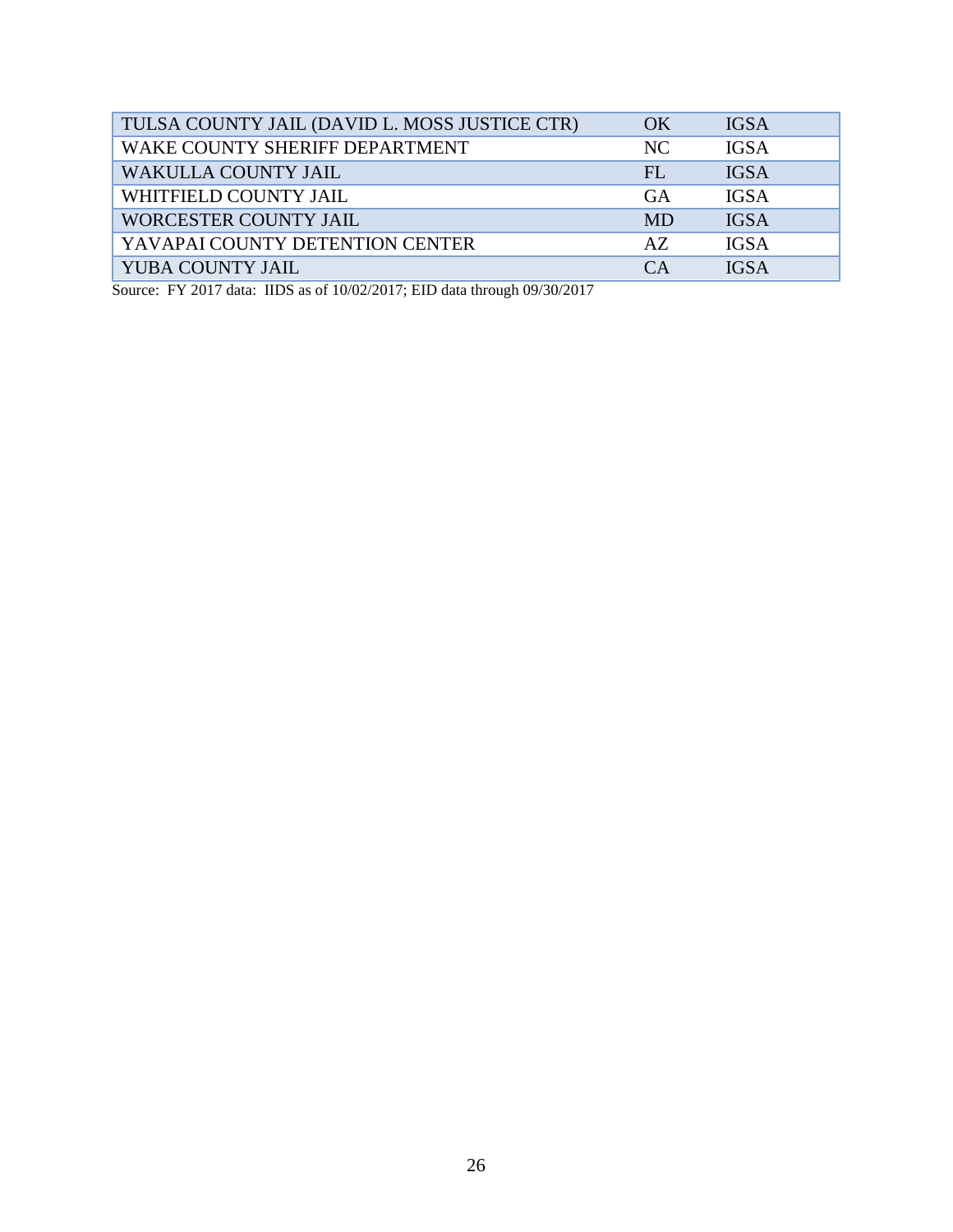| | | |
|---|---|---|
| TULSA COUNTY JAIL (DAVID L. MOSS JUSTICE CTR) | OK | IGSA |
| WAKE COUNTY SHERIFF DEPARTMENT | NC | IGSA |
| WAKULLA COUNTY JAIL | FL | IGSA |
| WHITFIELD COUNTY JAIL | GA | IGSA |
| WORCESTER COUNTY JAIL | MD | IGSA |
| YAVAPAI COUNTY DETENTION CENTER | AZ | IGSA |
| YUBA COUNTY JAIL | CA | IGSA |

Source: FY 2017 data: IIDS as of 10/02/2017; EID data through 09/30/2017